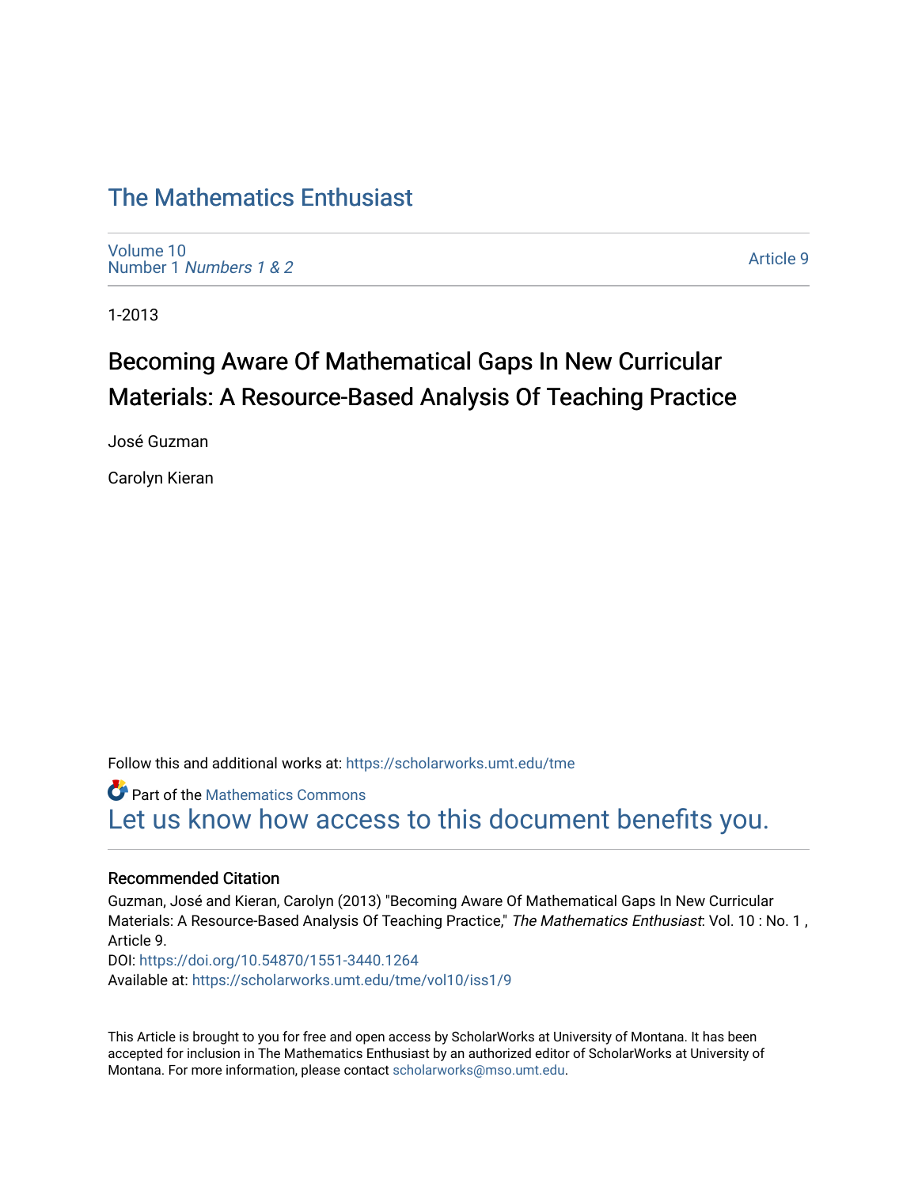# The Mathematics Enthusiast

Volume 10
Number 1 *Numbers 1 & 2*

Article 9

1-2013

## Becoming Aware Of Mathematical Gaps In New Curricular Materials: A Resource-Based Analysis Of Teaching Practice

José Guzman

Carolyn Kieran

Follow this and additional works at: https://scholarworks.umt.edu/tme

Part of the Mathematics Commons

Let us know how access to this document benefits you.

### Recommended Citation

Guzman, José and Kieran, Carolyn (2013) "Becoming Aware Of Mathematical Gaps In New Curricular Materials: A Resource-Based Analysis Of Teaching Practice," *The Mathematics Enthusiast*: Vol. 10 : No. 1 , Article 9.
DOI: https://doi.org/10.54870/1551-3440.1264
Available at: https://scholarworks.umt.edu/tme/vol10/iss1/9

This Article is brought to you for free and open access by ScholarWorks at University of Montana. It has been accepted for inclusion in The Mathematics Enthusiast by an authorized editor of ScholarWorks at University of Montana. For more information, please contact scholarworks@mso.umt.edu.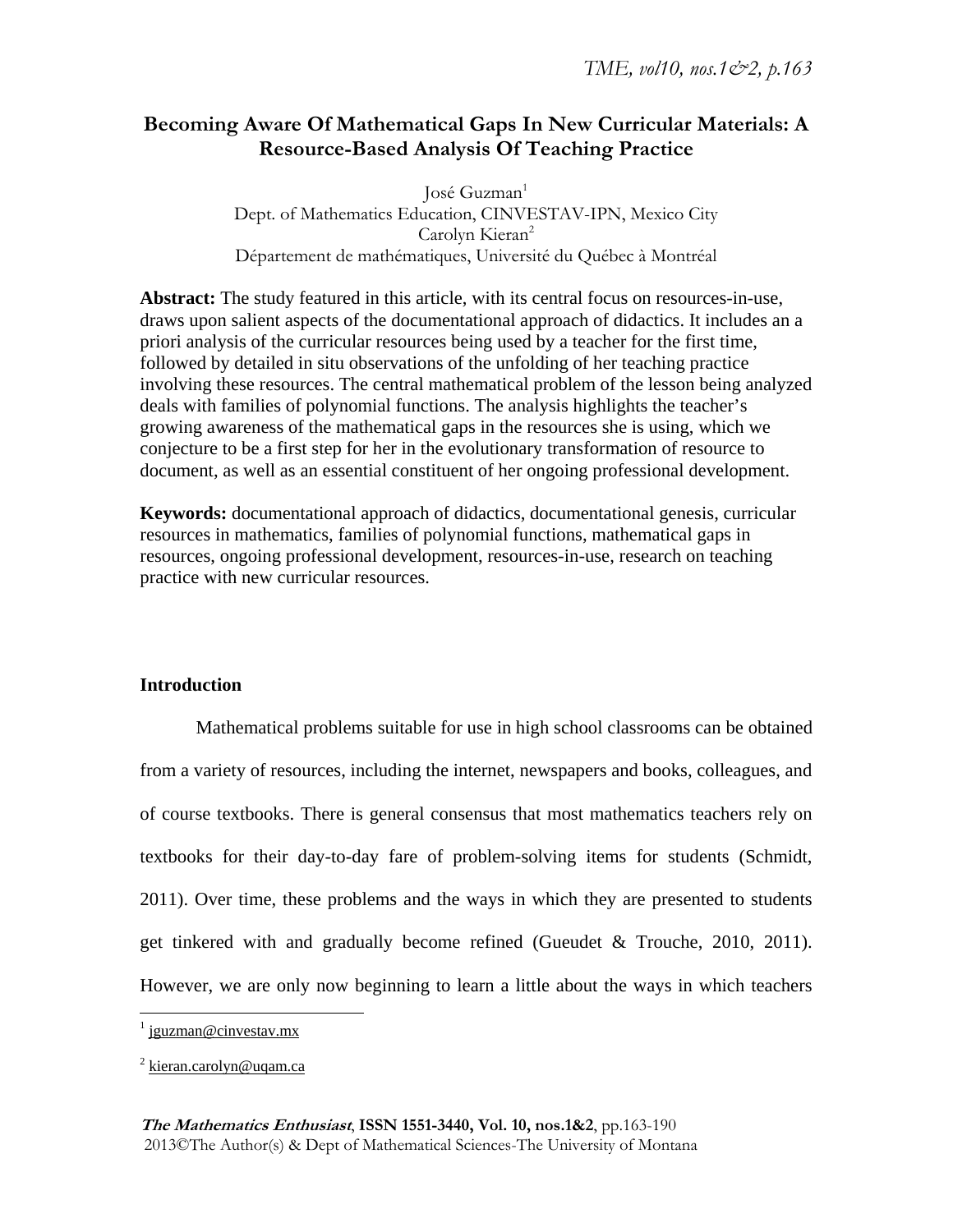# Becoming Aware Of Mathematical Gaps In New Curricular Materials: A Resource-Based Analysis Of Teaching Practice

José Guzman[1]
Dept. of Mathematics Education, CINVESTAV-IPN, Mexico City
Carolyn Kieran[2]
Département de mathématiques, Université du Québec à Montréal

**Abstract:** The study featured in this article, with its central focus on resources-in-use, draws upon salient aspects of the documentational approach of didactics. It includes an a priori analysis of the curricular resources being used by a teacher for the first time, followed by detailed in situ observations of the unfolding of her teaching practice involving these resources. The central mathematical problem of the lesson being analyzed deals with families of polynomial functions. The analysis highlights the teacher's growing awareness of the mathematical gaps in the resources she is using, which we conjecture to be a first step for her in the evolutionary transformation of resource to document, as well as an essential constituent of her ongoing professional development.

**Keywords:** documentational approach of didactics, documentational genesis, curricular resources in mathematics, families of polynomial functions, mathematical gaps in resources, ongoing professional development, resources-in-use, research on teaching practice with new curricular resources.

## Introduction

Mathematical problems suitable for use in high school classrooms can be obtained from a variety of resources, including the internet, newspapers and books, colleagues, and of course textbooks. There is general consensus that most mathematics teachers rely on textbooks for their day-to-day fare of problem-solving items for students (Schmidt, 2011). Over time, these problems and the ways in which they are presented to students get tinkered with and gradually become refined (Gueudet & Trouche, 2010, 2011). However, we are only now beginning to learn a little about the ways in which teachers

[1] jguzman@cinvestav.mx

[2] kieran.carolyn@uqam.ca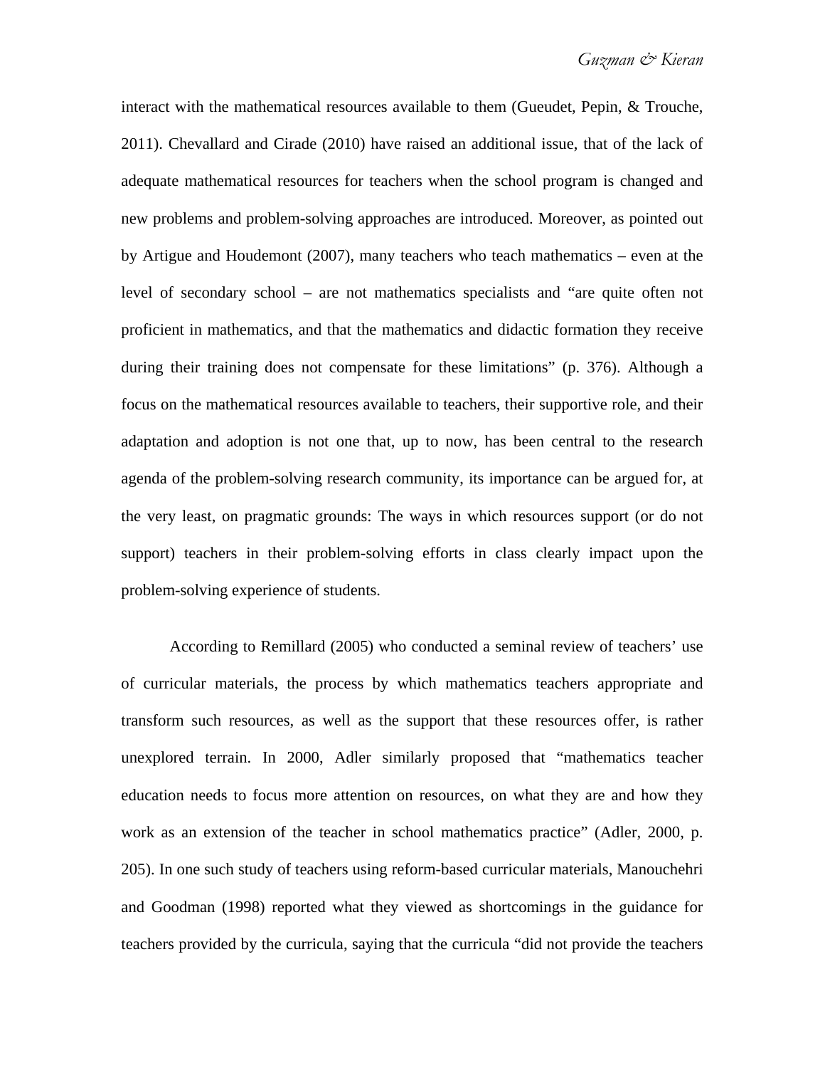interact with the mathematical resources available to them (Gueudet, Pepin, & Trouche, 2011). Chevallard and Cirade (2010) have raised an additional issue, that of the lack of adequate mathematical resources for teachers when the school program is changed and new problems and problem-solving approaches are introduced. Moreover, as pointed out by Artigue and Houdemont (2007), many teachers who teach mathematics – even at the level of secondary school – are not mathematics specialists and "are quite often not proficient in mathematics, and that the mathematics and didactic formation they receive during their training does not compensate for these limitations" (p. 376). Although a focus on the mathematical resources available to teachers, their supportive role, and their adaptation and adoption is not one that, up to now, has been central to the research agenda of the problem-solving research community, its importance can be argued for, at the very least, on pragmatic grounds: The ways in which resources support (or do not support) teachers in their problem-solving efforts in class clearly impact upon the problem-solving experience of students.

According to Remillard (2005) who conducted a seminal review of teachers' use of curricular materials, the process by which mathematics teachers appropriate and transform such resources, as well as the support that these resources offer, is rather unexplored terrain. In 2000, Adler similarly proposed that "mathematics teacher education needs to focus more attention on resources, on what they are and how they work as an extension of the teacher in school mathematics practice" (Adler, 2000, p. 205). In one such study of teachers using reform-based curricular materials, Manouchehri and Goodman (1998) reported what they viewed as shortcomings in the guidance for teachers provided by the curricula, saying that the curricula "did not provide the teachers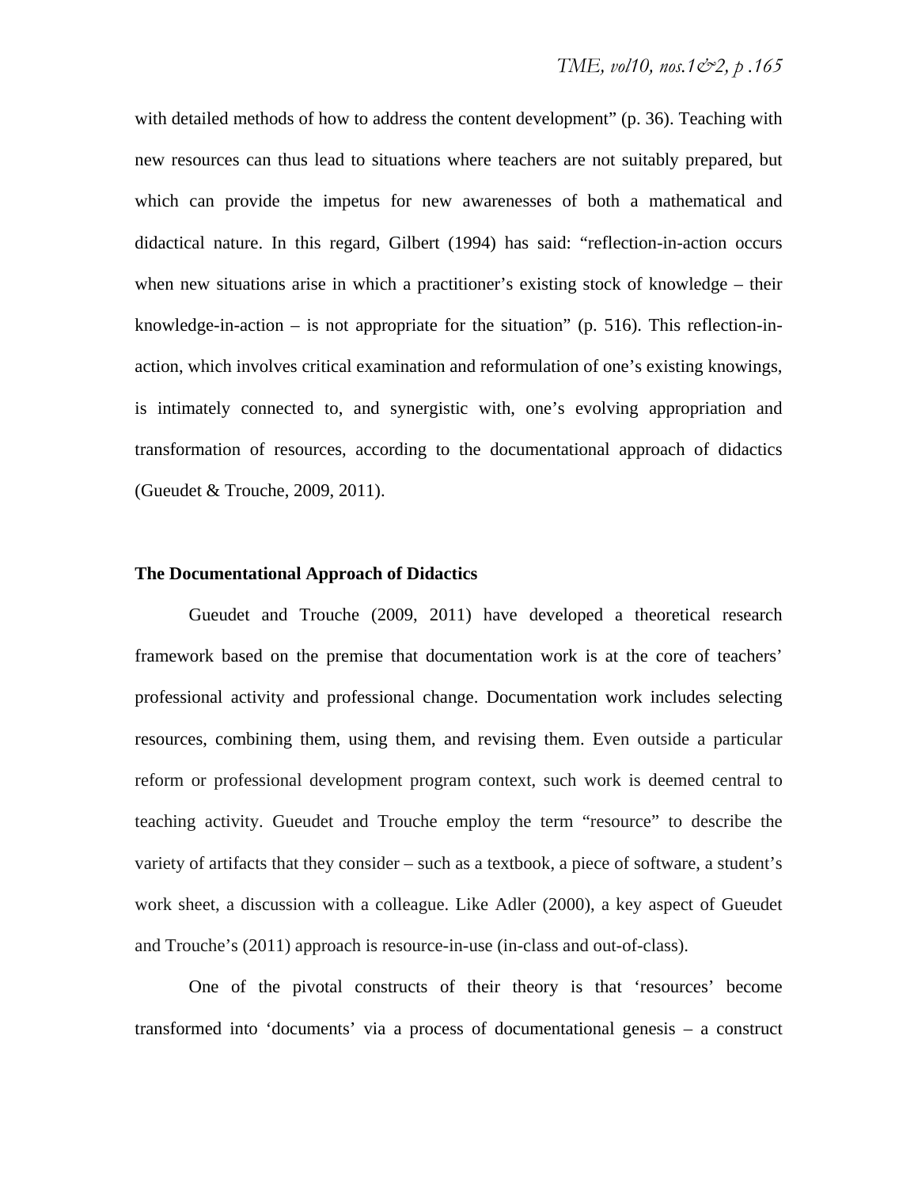with detailed methods of how to address the content development" (p. 36). Teaching with new resources can thus lead to situations where teachers are not suitably prepared, but which can provide the impetus for new awarenesses of both a mathematical and didactical nature. In this regard, Gilbert (1994) has said: "reflection-in-action occurs when new situations arise in which a practitioner's existing stock of knowledge – their knowledge-in-action – is not appropriate for the situation" (p. 516). This reflection-in-action, which involves critical examination and reformulation of one's existing knowings, is intimately connected to, and synergistic with, one's evolving appropriation and transformation of resources, according to the documentational approach of didactics (Gueudet & Trouche, 2009, 2011).

## The Documentational Approach of Didactics

Gueudet and Trouche (2009, 2011) have developed a theoretical research framework based on the premise that documentation work is at the core of teachers' professional activity and professional change. Documentation work includes selecting resources, combining them, using them, and revising them. Even outside a particular reform or professional development program context, such work is deemed central to teaching activity. Gueudet and Trouche employ the term "resource" to describe the variety of artifacts that they consider – such as a textbook, a piece of software, a student's work sheet, a discussion with a colleague. Like Adler (2000), a key aspect of Gueudet and Trouche's (2011) approach is resource-in-use (in-class and out-of-class).

One of the pivotal constructs of their theory is that 'resources' become transformed into 'documents' via a process of documentational genesis – a construct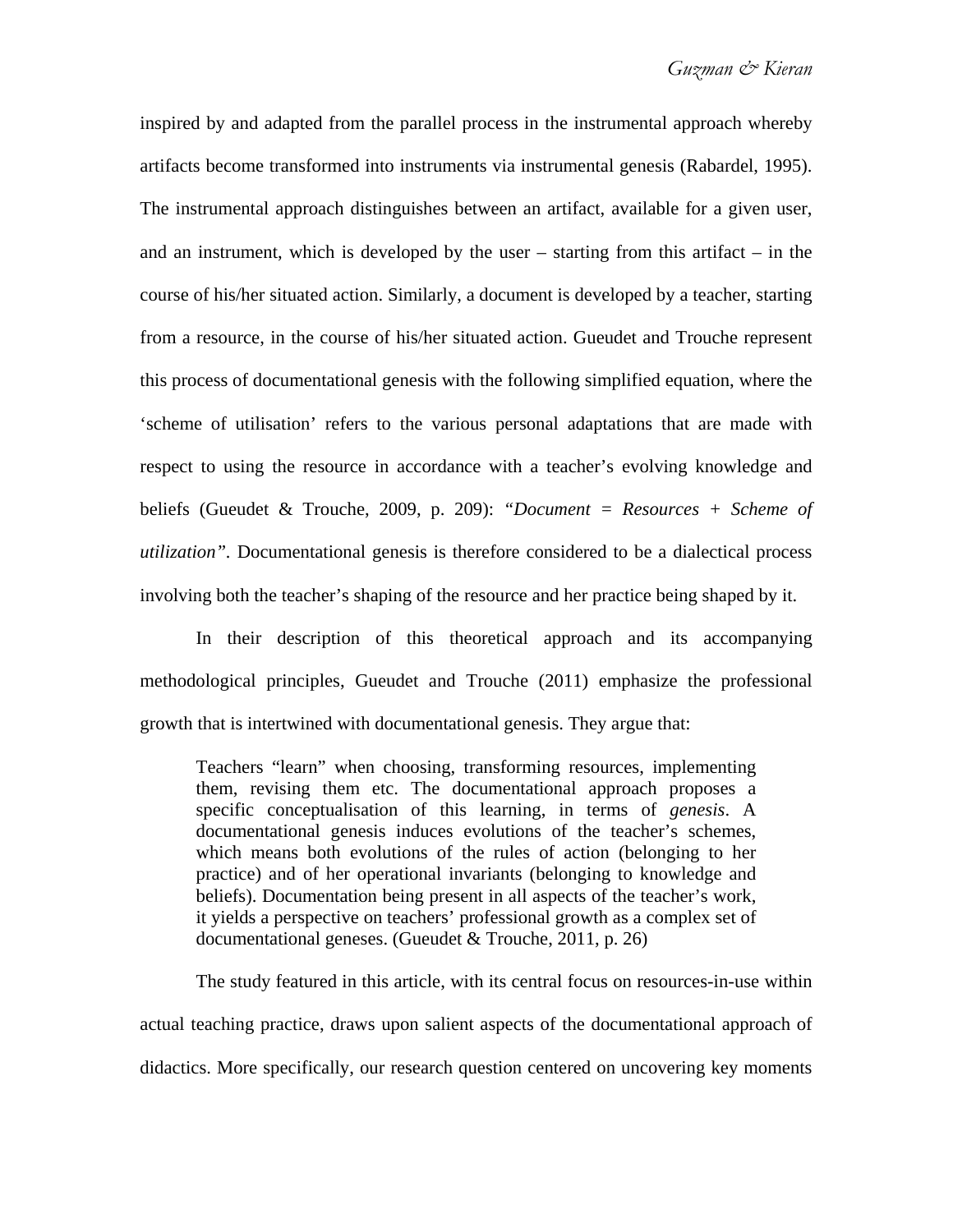inspired by and adapted from the parallel process in the instrumental approach whereby artifacts become transformed into instruments via instrumental genesis (Rabardel, 1995). The instrumental approach distinguishes between an artifact, available for a given user, and an instrument, which is developed by the user – starting from this artifact – in the course of his/her situated action. Similarly, a document is developed by a teacher, starting from a resource, in the course of his/her situated action. Gueudet and Trouche represent this process of documentational genesis with the following simplified equation, where the 'scheme of utilisation' refers to the various personal adaptations that are made with respect to using the resource in accordance with a teacher's evolving knowledge and beliefs (Gueudet & Trouche, 2009, p. 209): *"Document = Resources + Scheme of utilization"*. Documentational genesis is therefore considered to be a dialectical process involving both the teacher's shaping of the resource and her practice being shaped by it.

In their description of this theoretical approach and its accompanying methodological principles, Gueudet and Trouche (2011) emphasize the professional growth that is intertwined with documentational genesis. They argue that:

> Teachers "learn" when choosing, transforming resources, implementing them, revising them etc. The documentational approach proposes a specific conceptualisation of this learning, in terms of *genesis*. A documentational genesis induces evolutions of the teacher's schemes, which means both evolutions of the rules of action (belonging to her practice) and of her operational invariants (belonging to knowledge and beliefs). Documentation being present in all aspects of the teacher's work, it yields a perspective on teachers' professional growth as a complex set of documentational geneses. (Gueudet & Trouche, 2011, p. 26)

The study featured in this article, with its central focus on resources-in-use within actual teaching practice, draws upon salient aspects of the documentational approach of didactics. More specifically, our research question centered on uncovering key moments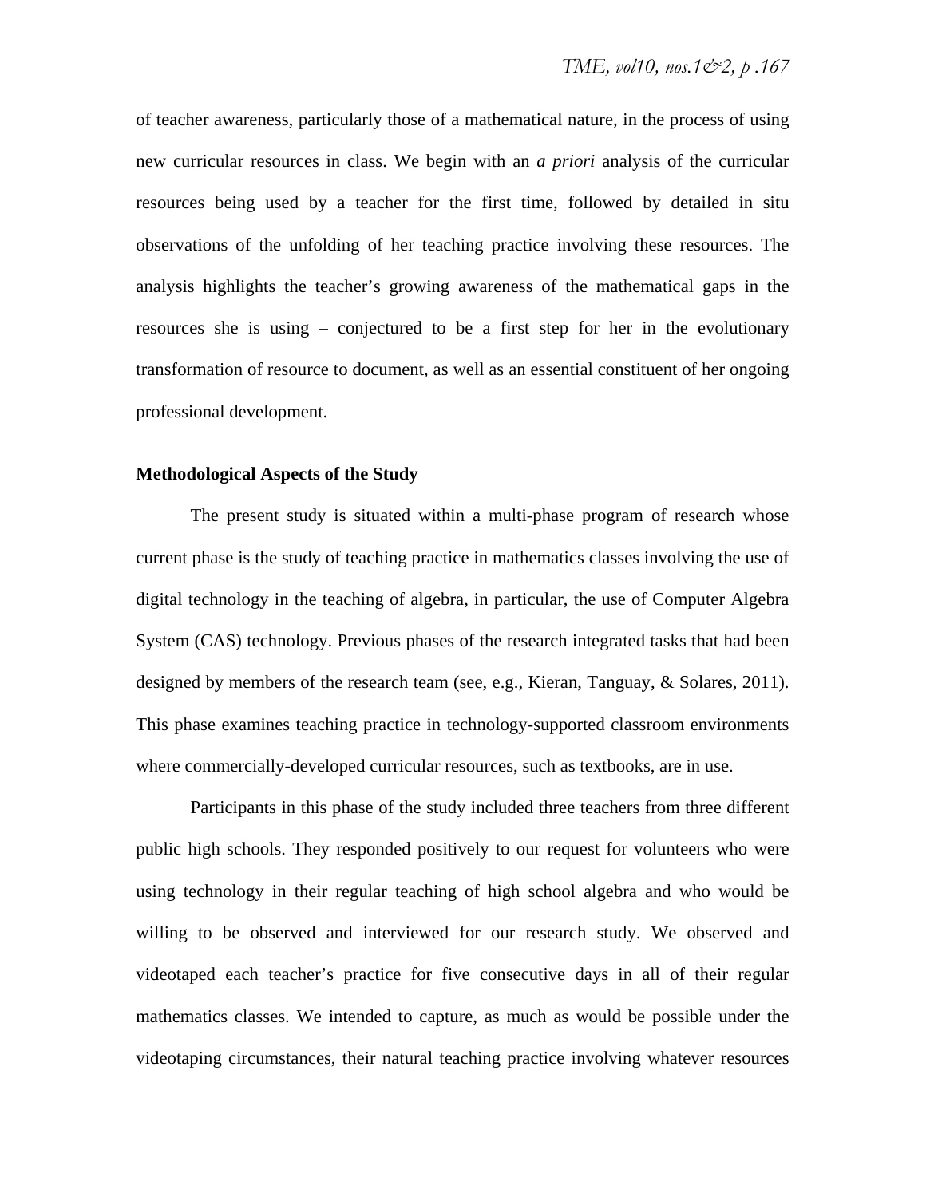of teacher awareness, particularly those of a mathematical nature, in the process of using new curricular resources in class. We begin with an *a priori* analysis of the curricular resources being used by a teacher for the first time, followed by detailed in situ observations of the unfolding of her teaching practice involving these resources. The analysis highlights the teacher's growing awareness of the mathematical gaps in the resources she is using – conjectured to be a first step for her in the evolutionary transformation of resource to document, as well as an essential constituent of her ongoing professional development.

**Methodological Aspects of the Study**

The present study is situated within a multi-phase program of research whose current phase is the study of teaching practice in mathematics classes involving the use of digital technology in the teaching of algebra, in particular, the use of Computer Algebra System (CAS) technology. Previous phases of the research integrated tasks that had been designed by members of the research team (see, e.g., Kieran, Tanguay, & Solares, 2011). This phase examines teaching practice in technology-supported classroom environments where commercially-developed curricular resources, such as textbooks, are in use.

Participants in this phase of the study included three teachers from three different public high schools. They responded positively to our request for volunteers who were using technology in their regular teaching of high school algebra and who would be willing to be observed and interviewed for our research study. We observed and videotaped each teacher's practice for five consecutive days in all of their regular mathematics classes. We intended to capture, as much as would be possible under the videotaping circumstances, their natural teaching practice involving whatever resources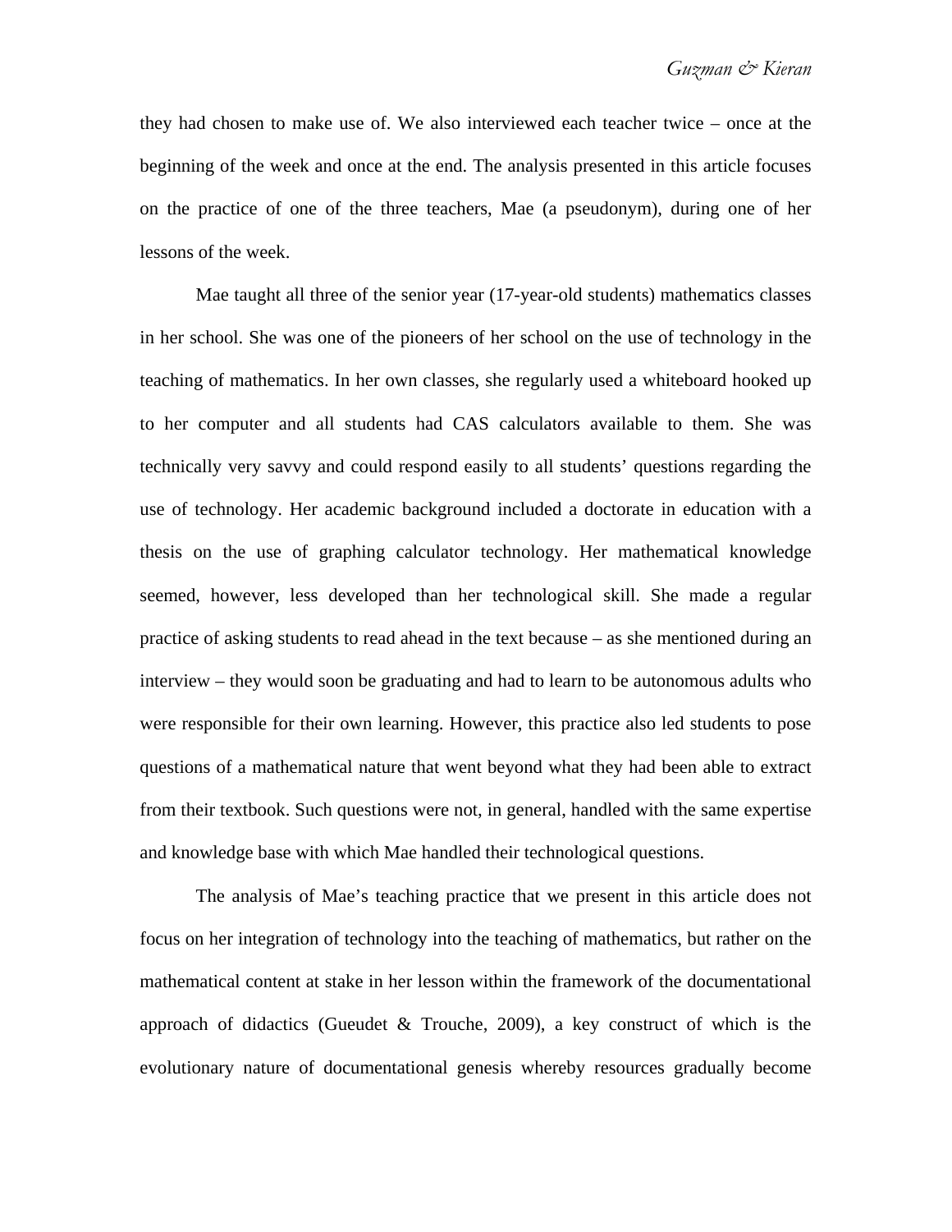they had chosen to make use of. We also interviewed each teacher twice – once at the beginning of the week and once at the end. The analysis presented in this article focuses on the practice of one of the three teachers, Mae (a pseudonym), during one of her lessons of the week.

Mae taught all three of the senior year (17-year-old students) mathematics classes in her school. She was one of the pioneers of her school on the use of technology in the teaching of mathematics. In her own classes, she regularly used a whiteboard hooked up to her computer and all students had CAS calculators available to them. She was technically very savvy and could respond easily to all students' questions regarding the use of technology. Her academic background included a doctorate in education with a thesis on the use of graphing calculator technology. Her mathematical knowledge seemed, however, less developed than her technological skill. She made a regular practice of asking students to read ahead in the text because – as she mentioned during an interview – they would soon be graduating and had to learn to be autonomous adults who were responsible for their own learning. However, this practice also led students to pose questions of a mathematical nature that went beyond what they had been able to extract from their textbook. Such questions were not, in general, handled with the same expertise and knowledge base with which Mae handled their technological questions.

The analysis of Mae's teaching practice that we present in this article does not focus on her integration of technology into the teaching of mathematics, but rather on the mathematical content at stake in her lesson within the framework of the documentational approach of didactics (Gueudet & Trouche, 2009), a key construct of which is the evolutionary nature of documentational genesis whereby resources gradually become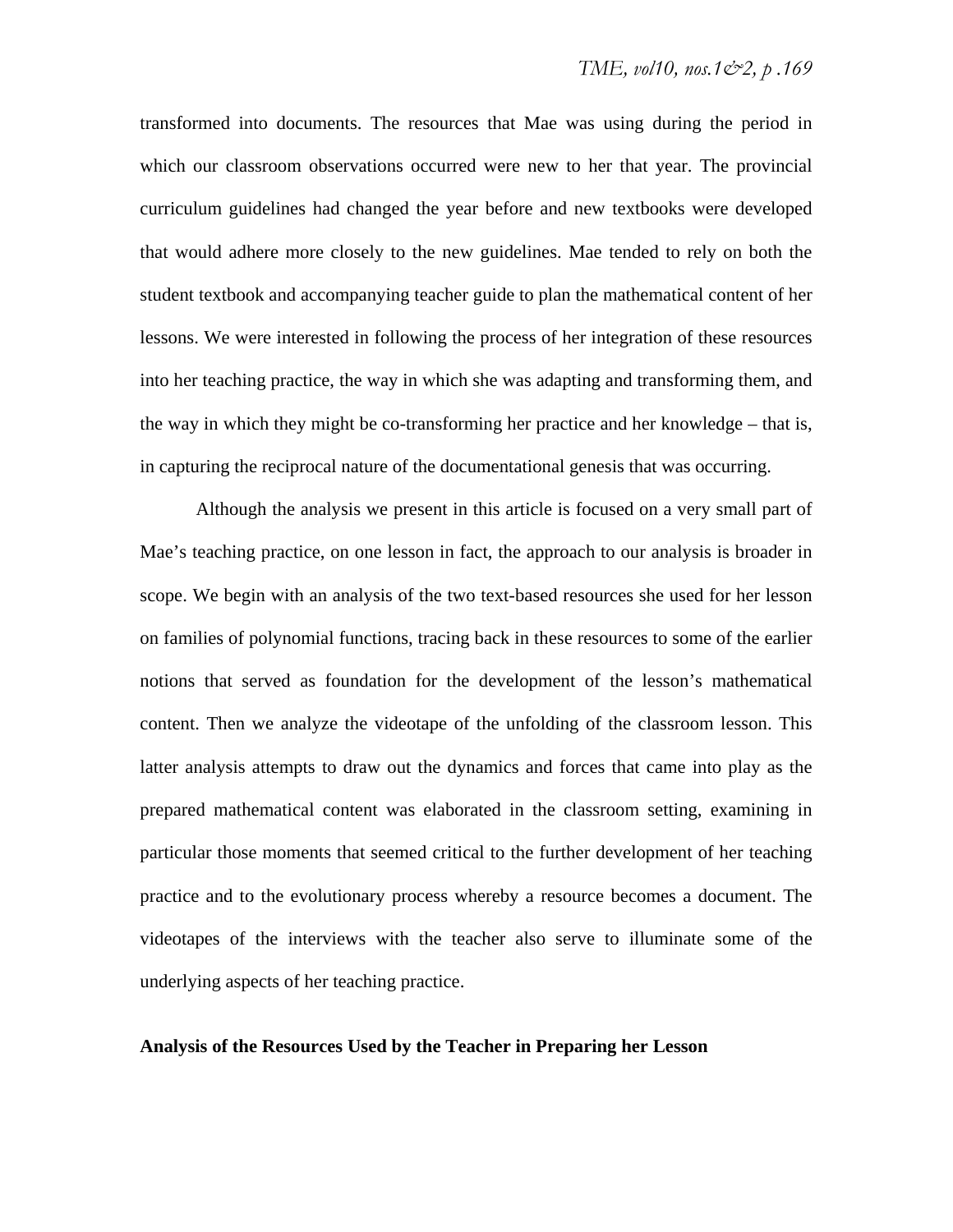transformed into documents. The resources that Mae was using during the period in which our classroom observations occurred were new to her that year. The provincial curriculum guidelines had changed the year before and new textbooks were developed that would adhere more closely to the new guidelines. Mae tended to rely on both the student textbook and accompanying teacher guide to plan the mathematical content of her lessons. We were interested in following the process of her integration of these resources into her teaching practice, the way in which she was adapting and transforming them, and the way in which they might be co-transforming her practice and her knowledge – that is, in capturing the reciprocal nature of the documentational genesis that was occurring.

Although the analysis we present in this article is focused on a very small part of Mae's teaching practice, on one lesson in fact, the approach to our analysis is broader in scope. We begin with an analysis of the two text-based resources she used for her lesson on families of polynomial functions, tracing back in these resources to some of the earlier notions that served as foundation for the development of the lesson's mathematical content. Then we analyze the videotape of the unfolding of the classroom lesson. This latter analysis attempts to draw out the dynamics and forces that came into play as the prepared mathematical content was elaborated in the classroom setting, examining in particular those moments that seemed critical to the further development of her teaching practice and to the evolutionary process whereby a resource becomes a document. The videotapes of the interviews with the teacher also serve to illuminate some of the underlying aspects of her teaching practice.

**Analysis of the Resources Used by the Teacher in Preparing her Lesson**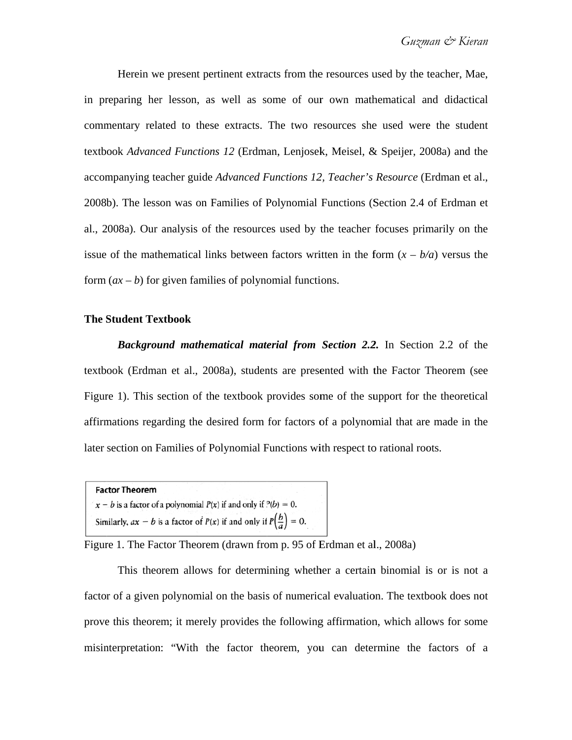Herein we present pertinent extracts from the resources used by the teacher, Mae, in preparing her lesson, as well as some of our own mathematical and didactical commentary related to these extracts. The two resources she used were the student textbook *Advanced Functions 12* (Erdman, Lenjosek, Meisel, & Speijer, 2008a) and the accompanying teacher guide *Advanced Functions 12, Teacher's Resource* (Erdman et al., 2008b). The lesson was on Families of Polynomial Functions (Section 2.4 of Erdman et al., 2008a). Our analysis of the resources used by the teacher focuses primarily on the issue of the mathematical links between factors written in the form ($x - b/a$) versus the form ($ax - b$) for given families of polynomial functions.

### The Student Textbook

***Background mathematical material from Section 2.2.*** In Section 2.2 of the textbook (Erdman et al., 2008a), students are presented with the Factor Theorem (see Figure 1). This section of the textbook provides some of the support for the theoretical affirmations regarding the desired form for factors of a polynomial that are made in the later section on Families of Polynomial Functions with respect to rational roots.

> **Factor Theorem**
> $x - b$ is a factor of a polynomial $P(x)$ if and only if $P(b) = 0$.
> Similarly, $ax - b$ is a factor of $P(x)$ if and only if $P\left(\frac{b}{a}\right) = 0$.

Figure 1. The Factor Theorem (drawn from p. 95 of Erdman et al., 2008a)

This theorem allows for determining whether a certain binomial is or is not a factor of a given polynomial on the basis of numerical evaluation. The textbook does not prove this theorem; it merely provides the following affirmation, which allows for some misinterpretation: "With the factor theorem, you can determine the factors of a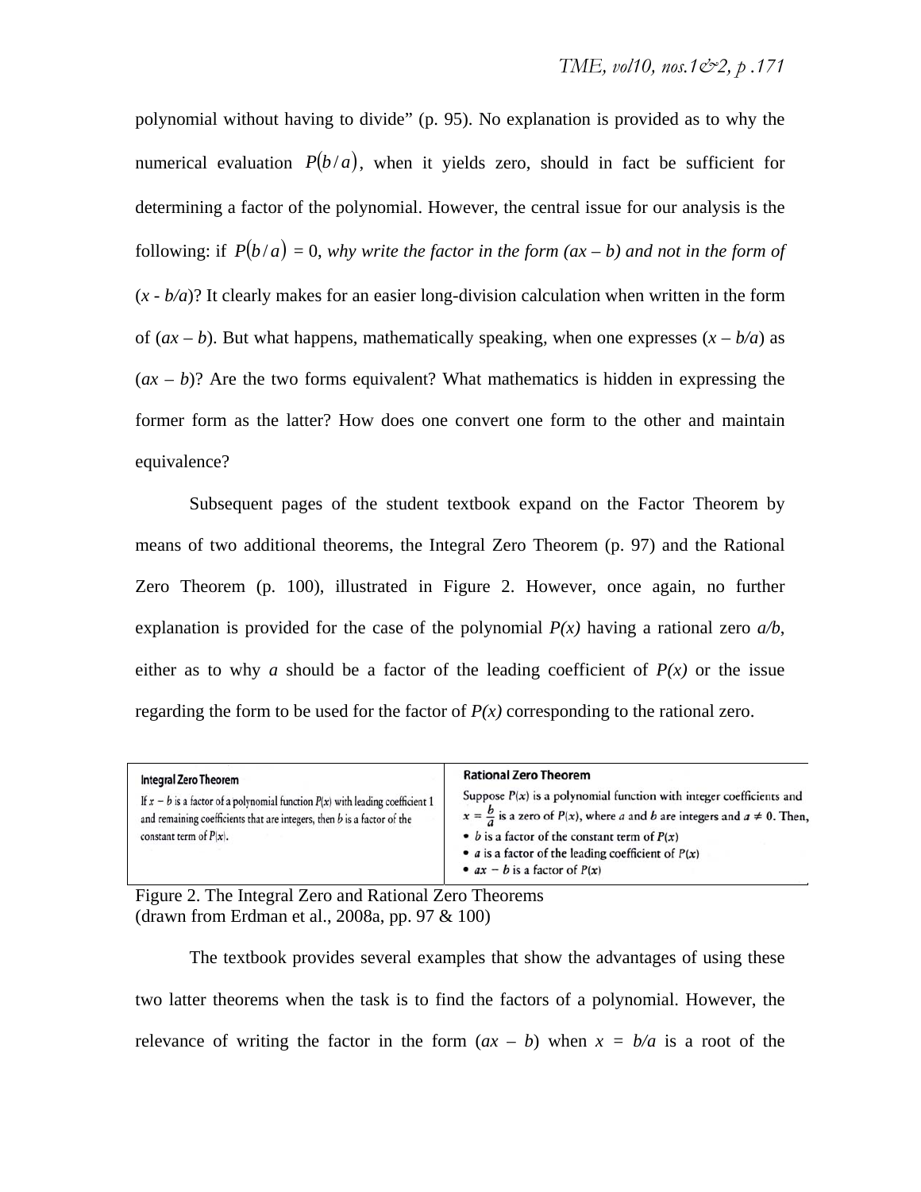polynomial without having to divide" (p. 95). No explanation is provided as to why the numerical evaluation $P(b/a)$, when it yields zero, should in fact be sufficient for determining a factor of the polynomial. However, the central issue for our analysis is the following: if $P(b/a) = 0$, *why write the factor in the form (ax – b) and not in the form of* (*x* - *b/a*)? It clearly makes for an easier long-division calculation when written in the form of (*ax* – *b*). But what happens, mathematically speaking, when one expresses (*x* – *b/a*) as (*ax* – *b*)? Are the two forms equivalent? What mathematics is hidden in expressing the former form as the latter? How does one convert one form to the other and maintain equivalence?

Subsequent pages of the student textbook expand on the Factor Theorem by means of two additional theorems, the Integral Zero Theorem (p. 97) and the Rational Zero Theorem (p. 100), illustrated in Figure 2. However, once again, no further explanation is provided for the case of the polynomial *P(x)* having a rational zero *a/b*, either as to why *a* should be a factor of the leading coefficient of *P(x)* or the issue regarding the form to be used for the factor of *P(x)* corresponding to the rational zero.

| **Integral Zero Theorem** | **Rational Zero Theorem** |
| --- | --- |
| If $x - b$ is a factor of a polynomial function $P(x)$ with leading coefficient 1 and remaining coefficients that are integers, then $b$ is a factor of the constant term of $P(x)$. | Suppose $P(x)$ is a polynomial function with integer coefficients and $x = \frac{b}{a}$ is a zero of $P(x)$, where $a$ and $b$ are integers and $a \neq 0$. Then,<br>• $b$ is a factor of the constant term of $P(x)$<br>• $a$ is a factor of the leading coefficient of $P(x)$<br>• $ax - b$ is a factor of $P(x)$ |

Figure 2. The Integral Zero and Rational Zero Theorems
(drawn from Erdman et al., 2008a, pp. 97 & 100)

The textbook provides several examples that show the advantages of using these two latter theorems when the task is to find the factors of a polynomial. However, the relevance of writing the factor in the form (*ax* – *b*) when *x* = *b/a* is a root of the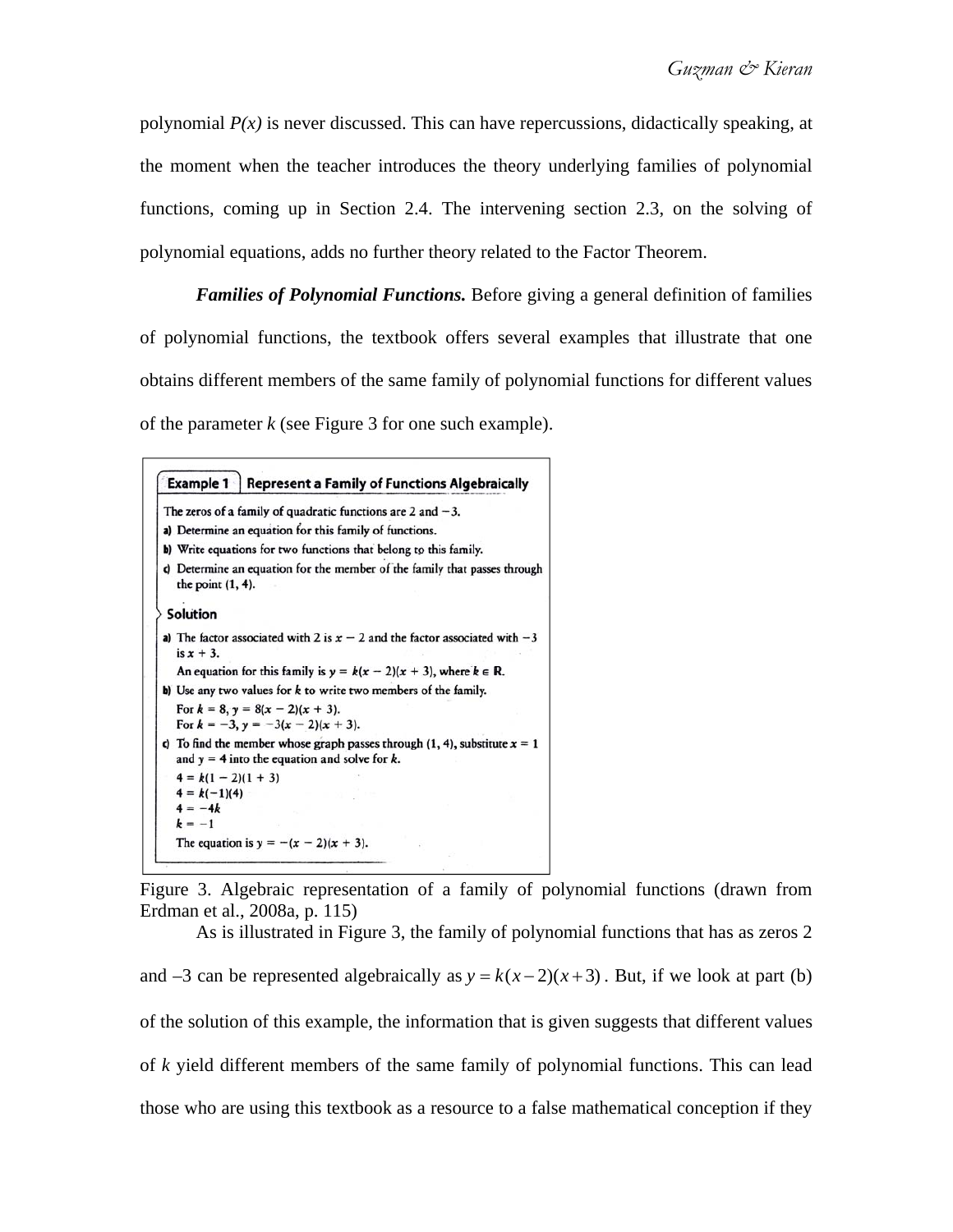polynomial *P(x)* is never discussed. This can have repercussions, didactically speaking, at the moment when the teacher introduces the theory underlying families of polynomial functions, coming up in Section 2.4. The intervening section 2.3, on the solving of polynomial equations, adds no further theory related to the Factor Theorem.

***Families of Polynomial Functions.*** Before giving a general definition of families of polynomial functions, the textbook offers several examples that illustrate that one obtains different members of the same family of polynomial functions for different values of the parameter *k* (see Figure 3 for one such example).

**Example 1 | Represent a Family of Functions Algebraically**

The zeros of a family of quadratic functions are 2 and −3.

**a)** Determine an equation for this family of functions.

**b)** Write equations for two functions that belong to this family.

**c)** Determine an equation for the member of the family that passes through the point (1, 4).

**Solution**

**a)** The factor associated with 2 is $x - 2$ and the factor associated with −3 is $x + 3$.
An equation for this family is $y = k(x-2)(x+3)$, where $k \in \mathbf{R}$.

**b)** Use any two values for $k$ to write two members of the family.
For $k = 8$, $y = 8(x-2)(x+3)$.
For $k = -3$, $y = -3(x-2)(x+3)$.

**c)** To find the member whose graph passes through (1, 4), substitute $x = 1$ and $y = 4$ into the equation and solve for $k$.

$4 = k(1-2)(1+3)$
$4 = k(-1)(4)$
$4 = -4k$
$k = -1$

The equation is $y = -(x-2)(x+3)$.

Figure 3. Algebraic representation of a family of polynomial functions (drawn from Erdman et al., 2008a, p. 115)

As is illustrated in Figure 3, the family of polynomial functions that has as zeros 2 and –3 can be represented algebraically as $y = k(x-2)(x+3)$. But, if we look at part (b) of the solution of this example, the information that is given suggests that different values of *k* yield different members of the same family of polynomial functions. This can lead those who are using this textbook as a resource to a false mathematical conception if they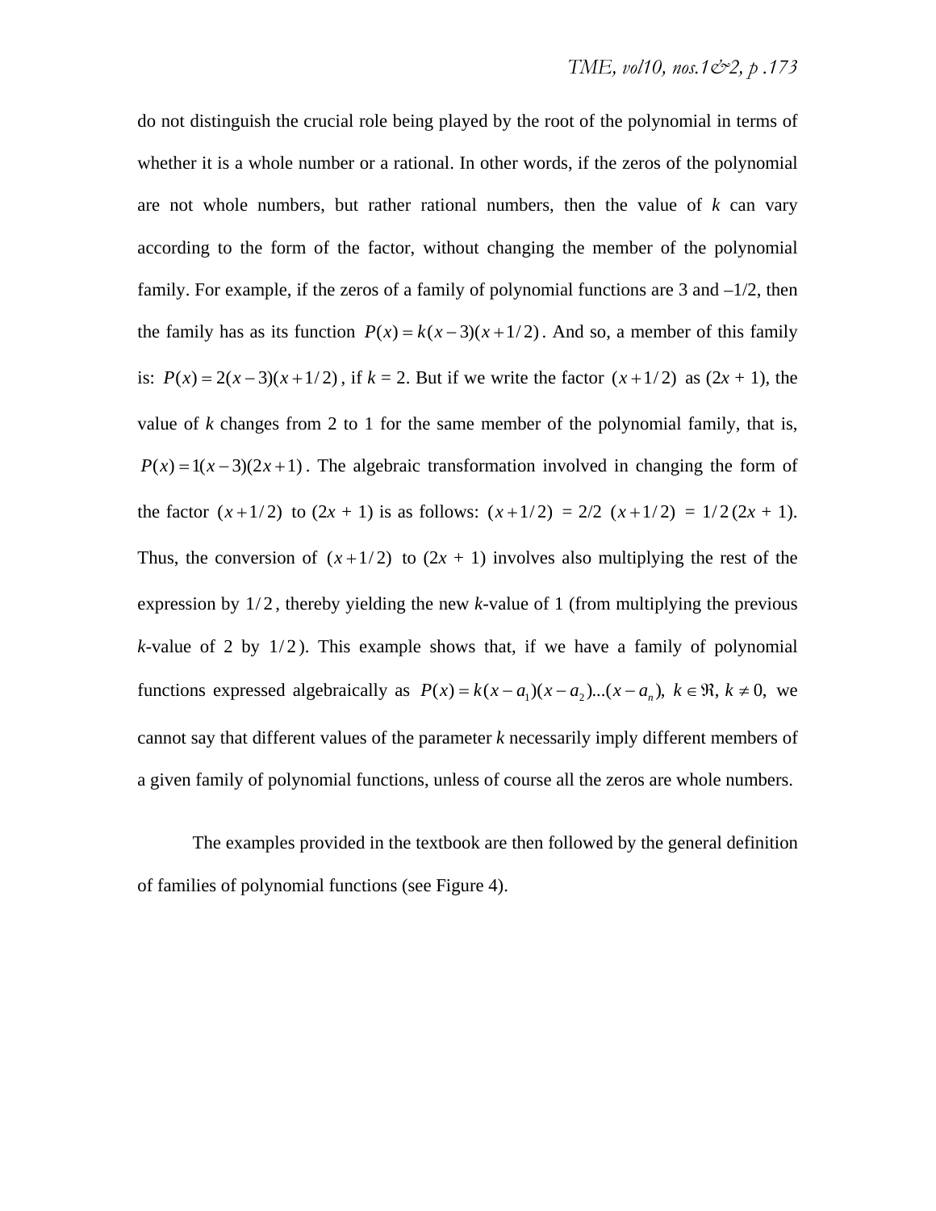do not distinguish the crucial role being played by the root of the polynomial in terms of whether it is a whole number or a rational. In other words, if the zeros of the polynomial are not whole numbers, but rather rational numbers, then the value of *k* can vary according to the form of the factor, without changing the member of the polynomial family. For example, if the zeros of a family of polynomial functions are 3 and –1/2, then the family has as its function $P(x) = k(x-3)(x+1/2)$. And so, a member of this family is: $P(x) = 2(x-3)(x+1/2)$, if $k$ = 2. But if we write the factor $(x+1/2)$ as ($2x$ + 1), the value of *k* changes from 2 to 1 for the same member of the polynomial family, that is, $P(x) = 1(x-3)(2x+1)$. The algebraic transformation involved in changing the form of the factor $(x+1/2)$ to ($2x$ + 1) is as follows: $(x+1/2)$ = 2/2 $(x+1/2)$ = $1/2\,(2x+1)$. Thus, the conversion of $(x+1/2)$ to ($2x$ + 1) involves also multiplying the rest of the expression by $1/2$, thereby yielding the new *k*-value of 1 (from multiplying the previous *k*-value of 2 by $1/2$). This example shows that, if we have a family of polynomial functions expressed algebraically as $P(x) = k(x-a_1)(x-a_2)...(x-a_n),\ k \in \Re,\ k \neq 0,$ we cannot say that different values of the parameter *k* necessarily imply different members of a given family of polynomial functions, unless of course all the zeros are whole numbers.

The examples provided in the textbook are then followed by the general definition of families of polynomial functions (see Figure 4).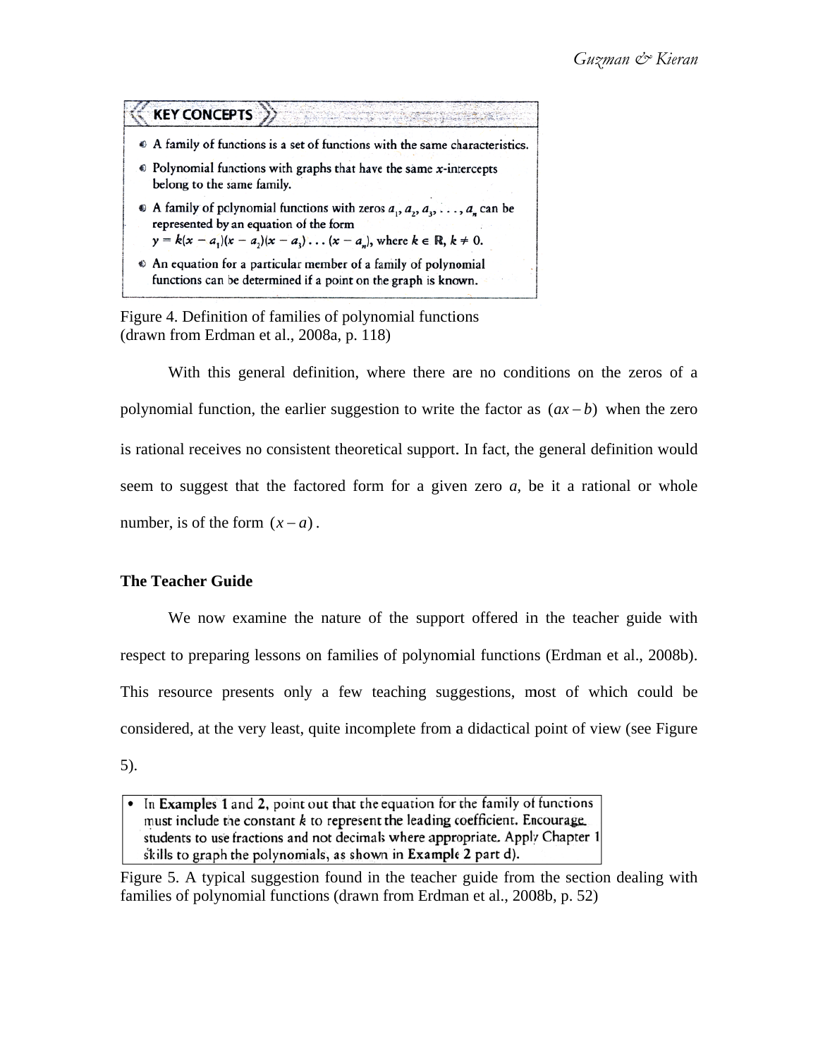**KEY CONCEPTS**

- A family of functions is a set of functions with the same characteristics.
- Polynomial functions with graphs that have the same $x$-intercepts belong to the same family.
- A family of polynomial functions with zeros $a_1, a_2, a_3, \ldots, a_n$ can be represented by an equation of the form $y = k(x - a_1)(x - a_2)(x - a_3) \ldots (x - a_n)$, where $k \in \mathbb{R}, k \neq 0$.
- An equation for a particular member of a family of polynomial functions can be determined if a point on the graph is known.

Figure 4. Definition of families of polynomial functions (drawn from Erdman et al., 2008a, p. 118)

With this general definition, where there are no conditions on the zeros of a polynomial function, the earlier suggestion to write the factor as $(ax - b)$ when the zero is rational receives no consistent theoretical support. In fact, the general definition would seem to suggest that the factored form for a given zero $a$, be it a rational or whole number, is of the form $(x - a)$.

**The Teacher Guide**

We now examine the nature of the support offered in the teacher guide with respect to preparing lessons on families of polynomial functions (Erdman et al., 2008b). This resource presents only a few teaching suggestions, most of which could be considered, at the very least, quite incomplete from a didactical point of view (see Figure 5).

- In **Examples 1** and **2**, point out that the equation for the family of functions must include the constant $k$ to represent the leading coefficient. Encourage students to use fractions and not decimals where appropriate. Apply Chapter 1 skills to graph the polynomials, as shown in **Example 2 part d)**.

Figure 5. A typical suggestion found in the teacher guide from the section dealing with families of polynomial functions (drawn from Erdman et al., 2008b, p. 52)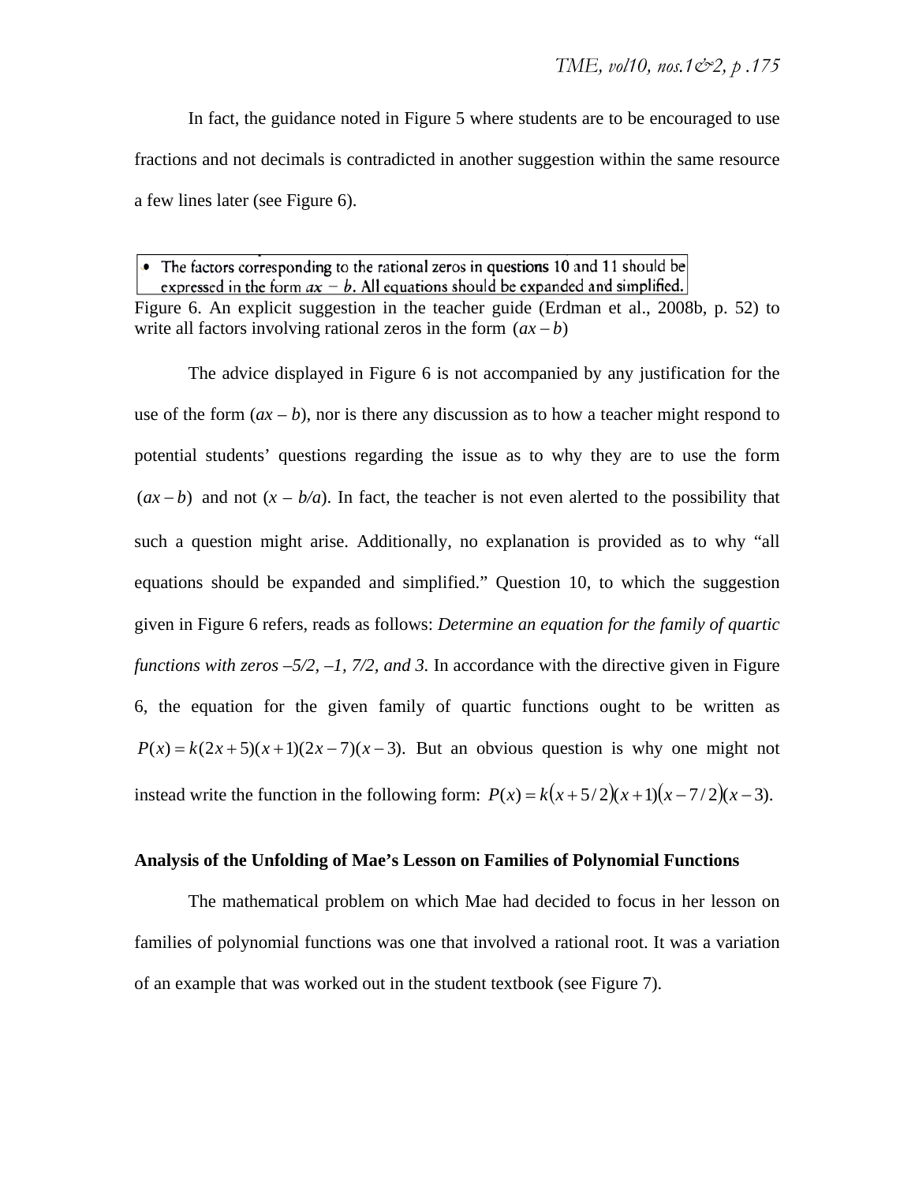In fact, the guidance noted in Figure 5 where students are to be encouraged to use fractions and not decimals is contradicted in another suggestion within the same resource a few lines later (see Figure 6).

• The factors corresponding to the rational zeros in questions 10 and 11 should be expressed in the form $ax - b$. All equations should be expanded and simplified.

Figure 6. An explicit suggestion in the teacher guide (Erdman et al., 2008b, p. 52) to write all factors involving rational zeros in the form $(ax - b)$

The advice displayed in Figure 6 is not accompanied by any justification for the use of the form ($ax - b$), nor is there any discussion as to how a teacher might respond to potential students' questions regarding the issue as to why they are to use the form $(ax - b)$ and not ($x - b/a$). In fact, the teacher is not even alerted to the possibility that such a question might arise. Additionally, no explanation is provided as to why "all equations should be expanded and simplified." Question 10, to which the suggestion given in Figure 6 refers, reads as follows: *Determine an equation for the family of quartic functions with zeros –5/2, –1, 7/2, and 3.* In accordance with the directive given in Figure 6, the equation for the given family of quartic functions ought to be written as $P(x) = k(2x+5)(x+1)(2x-7)(x-3)$. But an obvious question is why one might not instead write the function in the following form: $P(x) = k(x+5/2)(x+1)(x-7/2)(x-3)$.

**Analysis of the Unfolding of Mae's Lesson on Families of Polynomial Functions**

The mathematical problem on which Mae had decided to focus in her lesson on families of polynomial functions was one that involved a rational root. It was a variation of an example that was worked out in the student textbook (see Figure 7).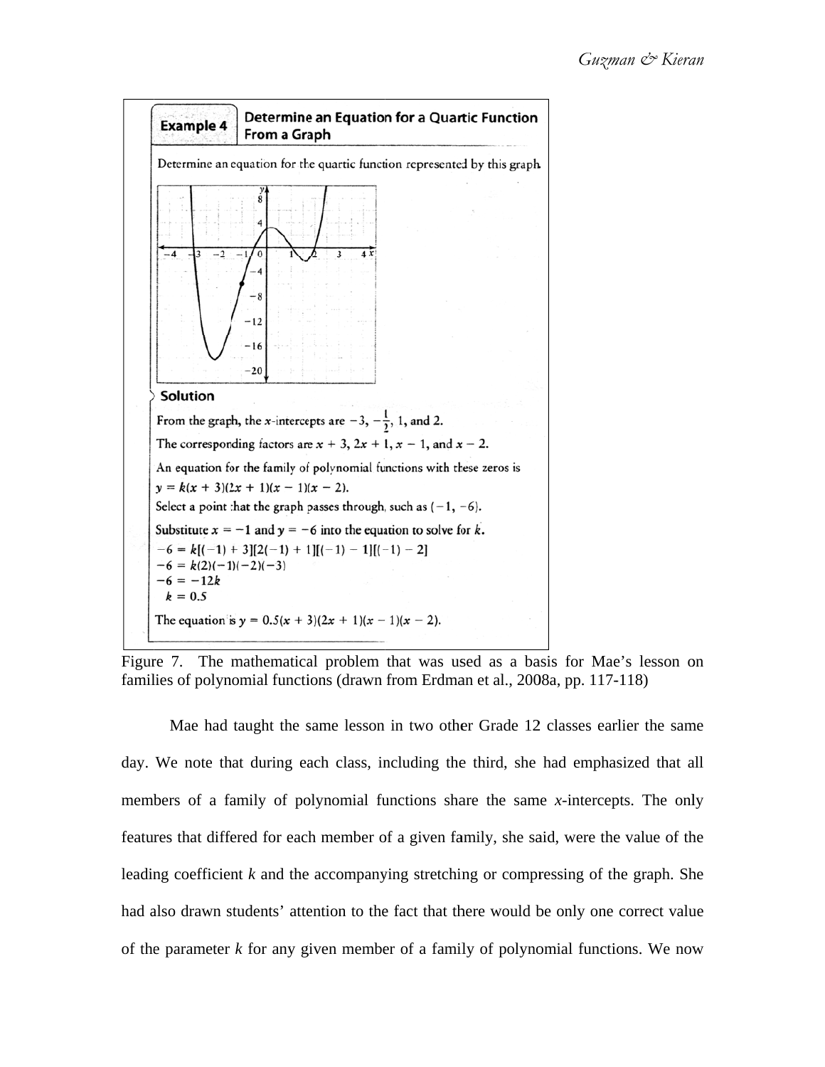**Example 4** **Determine an Equation for a Quartic Function From a Graph**

Determine an equation for the quartic function represented by this graph.

**Solution**

From the graph, the $x$-intercepts are $-3$, $-\frac{1}{2}$, 1, and 2.

The corresponding factors are $x + 3$, $2x + 1$, $x - 1$, and $x - 2$.

An equation for the family of polynomial functions with these zeros is

$y = k(x + 3)(2x + 1)(x - 1)(x - 2)$.

Select a point that the graph passes through, such as $(-1, -6)$.

Substitute $x = -1$ and $y = -6$ into the equation to solve for $k$.

$$-6 = k[(-1) + 3][2(-1) + 1][(-1) - 1][(-1) - 2]$$
$$-6 = k(2)(-1)(-2)(-3)$$
$$-6 = -12k$$
$$k = 0.5$$

The equation is $y = 0.5(x + 3)(2x + 1)(x - 1)(x - 2)$.

Figure 7. The mathematical problem that was used as a basis for Mae's lesson on families of polynomial functions (drawn from Erdman et al., 2008a, pp. 117-118)

Mae had taught the same lesson in two other Grade 12 classes earlier the same day. We note that during each class, including the third, she had emphasized that all members of a family of polynomial functions share the same $x$-intercepts. The only features that differed for each member of a given family, she said, were the value of the leading coefficient $k$ and the accompanying stretching or compressing of the graph. She had also drawn students' attention to the fact that there would be only one correct value of the parameter $k$ for any given member of a family of polynomial functions. We now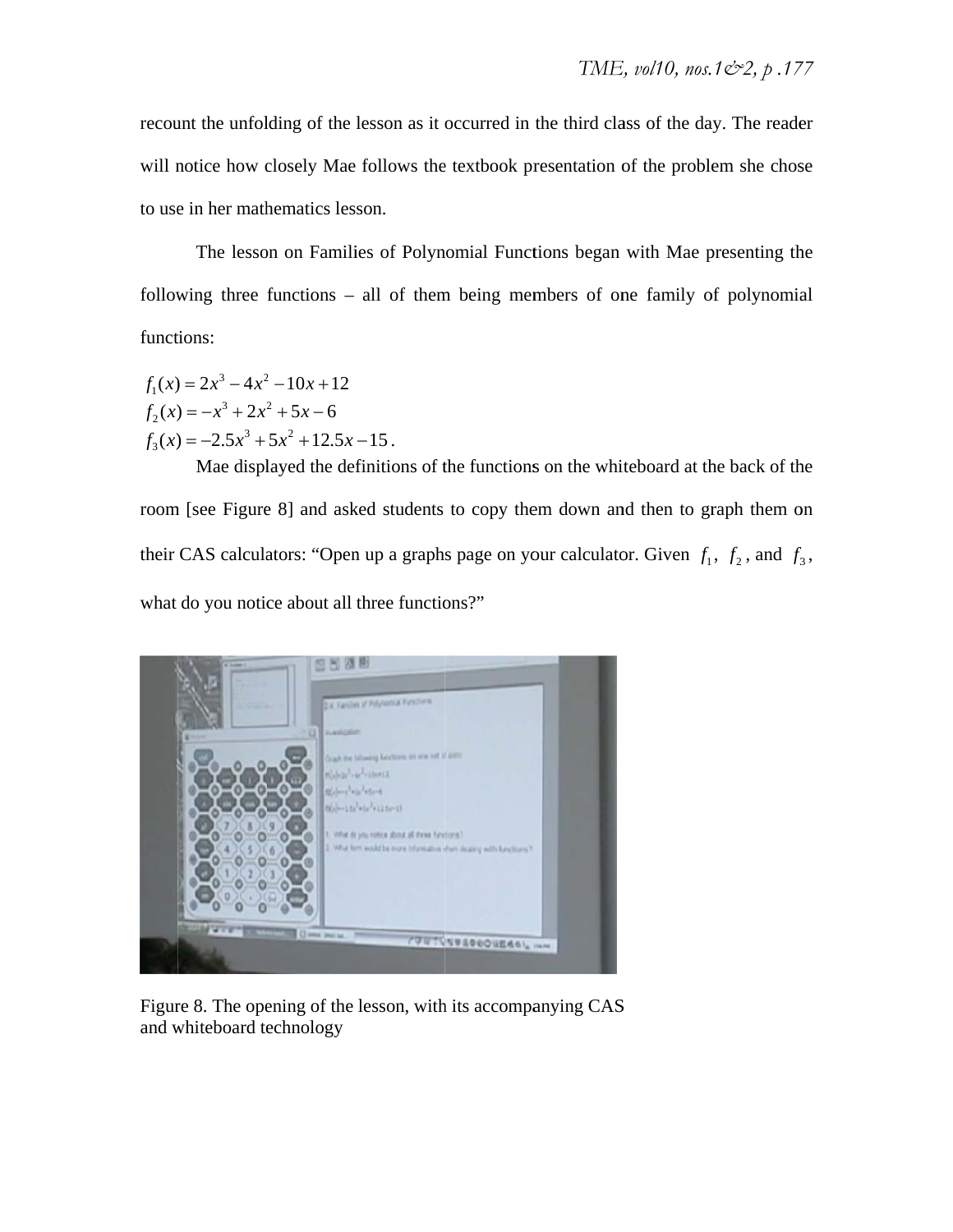recount the unfolding of the lesson as it occurred in the third class of the day. The reader will notice how closely Mae follows the textbook presentation of the problem she chose to use in her mathematics lesson.

The lesson on Families of Polynomial Functions began with Mae presenting the following three functions – all of them being members of one family of polynomial functions:

$$f_1(x) = 2x^3 - 4x^2 - 10x + 12$$
$$f_2(x) = -x^3 + 2x^2 + 5x - 6$$
$$f_3(x) = -2.5x^3 + 5x^2 + 12.5x - 15.$$

Mae displayed the definitions of the functions on the whiteboard at the back of the room [see Figure 8] and asked students to copy them down and then to graph them on their CAS calculators: "Open up a graphs page on your calculator. Given $f_1$, $f_2$, and $f_3$, what do you notice about all three functions?"

Figure 8. The opening of the lesson, with its accompanying CAS and whiteboard technology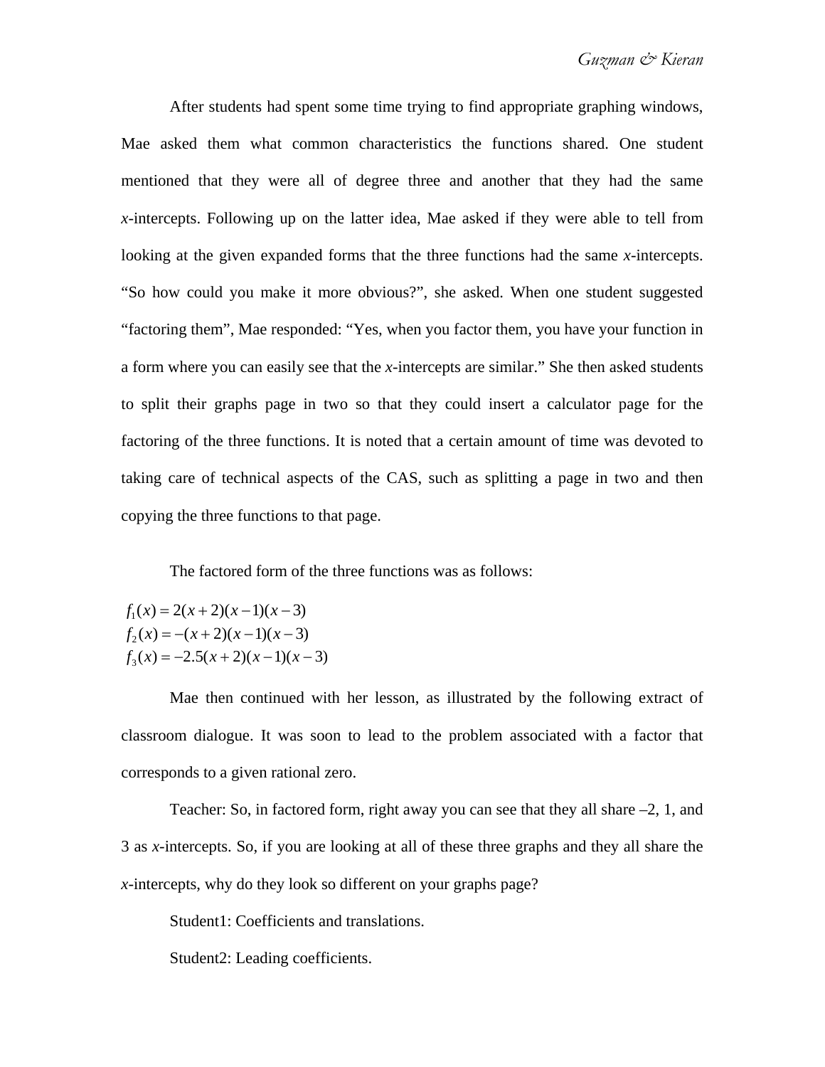After students had spent some time trying to find appropriate graphing windows, Mae asked them what common characteristics the functions shared. One student mentioned that they were all of degree three and another that they had the same $x$-intercepts. Following up on the latter idea, Mae asked if they were able to tell from looking at the given expanded forms that the three functions had the same $x$-intercepts. “So how could you make it more obvious?”, she asked. When one student suggested “factoring them”, Mae responded: “Yes, when you factor them, you have your function in a form where you can easily see that the $x$-intercepts are similar.” She then asked students to split their graphs page in two so that they could insert a calculator page for the factoring of the three functions. It is noted that a certain amount of time was devoted to taking care of technical aspects of the CAS, such as splitting a page in two and then copying the three functions to that page.

The factored form of the three functions was as follows:

$$
\begin{aligned}
f_1(x) &= 2(x+2)(x-1)(x-3) \\
f_2(x) &= -(x+2)(x-1)(x-3) \\
f_3(x) &= -2.5(x+2)(x-1)(x-3)
\end{aligned}
$$

Mae then continued with her lesson, as illustrated by the following extract of classroom dialogue. It was soon to lead to the problem associated with a factor that corresponds to a given rational zero.

Teacher: So, in factored form, right away you can see that they all share –2, 1, and 3 as $x$-intercepts. So, if you are looking at all of these three graphs and they all share the $x$-intercepts, why do they look so different on your graphs page?

Student1: Coefficients and translations.

Student2: Leading coefficients.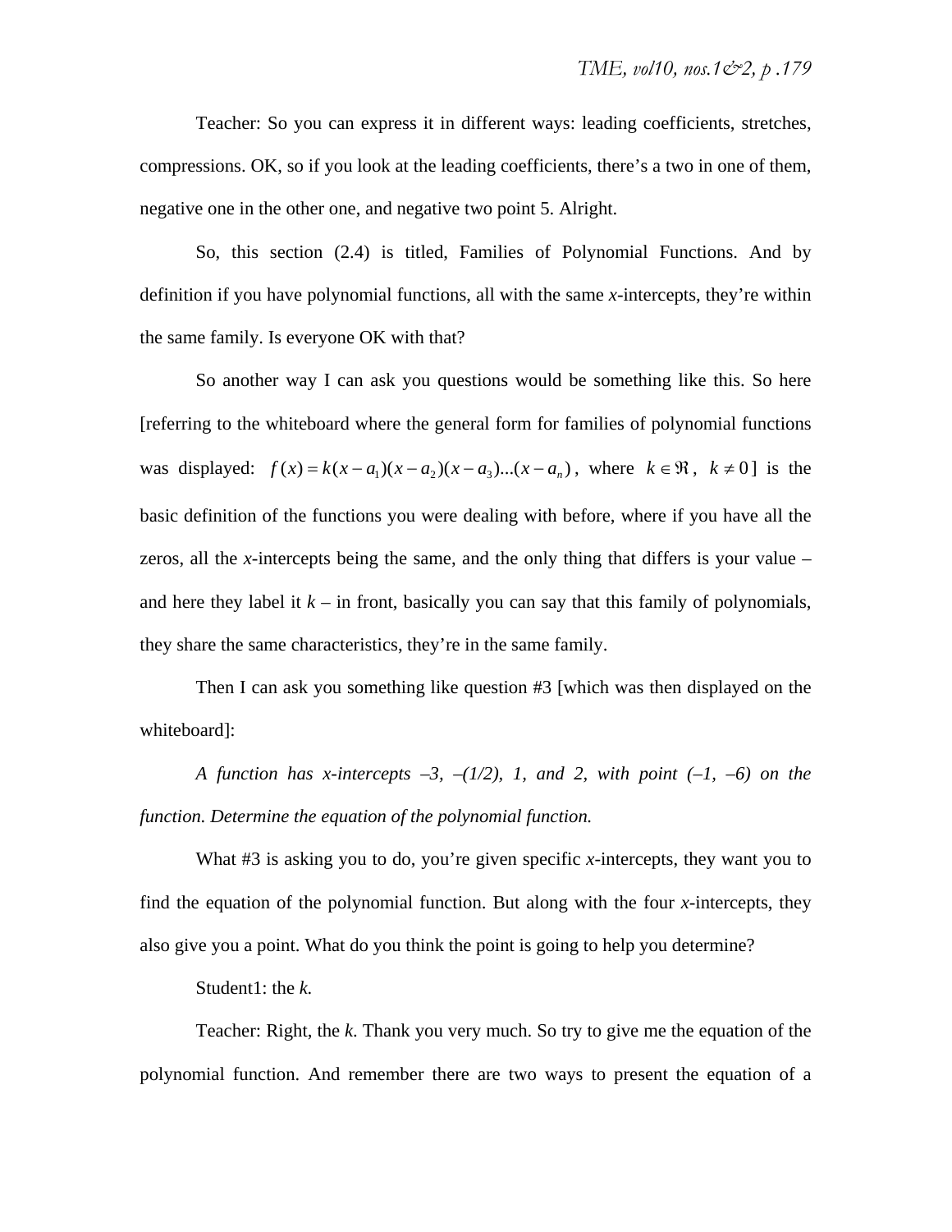Teacher: So you can express it in different ways: leading coefficients, stretches, compressions. OK, so if you look at the leading coefficients, there's a two in one of them, negative one in the other one, and negative two point 5. Alright.

So, this section (2.4) is titled, Families of Polynomial Functions. And by definition if you have polynomial functions, all with the same *x*-intercepts, they're within the same family. Is everyone OK with that?

So another way I can ask you questions would be something like this. So here [referring to the whiteboard where the general form for families of polynomial functions was displayed: $f(x) = k(x - a_1)(x - a_2)(x - a_3)...(x - a_n)$, where $k \in \Re$, $k \neq 0$] is the basic definition of the functions you were dealing with before, where if you have all the zeros, all the *x*-intercepts being the same, and the only thing that differs is your value – and here they label it *k* – in front, basically you can say that this family of polynomials, they share the same characteristics, they're in the same family.

Then I can ask you something like question #3 [which was then displayed on the whiteboard]:

*A function has x-intercepts –3, –(1/2), 1, and 2, with point (–1, –6) on the function. Determine the equation of the polynomial function.*

What #3 is asking you to do, you're given specific *x*-intercepts, they want you to find the equation of the polynomial function. But along with the four *x*-intercepts, they also give you a point. What do you think the point is going to help you determine?

Student1: the *k.*

Teacher: Right, the *k*. Thank you very much. So try to give me the equation of the polynomial function. And remember there are two ways to present the equation of a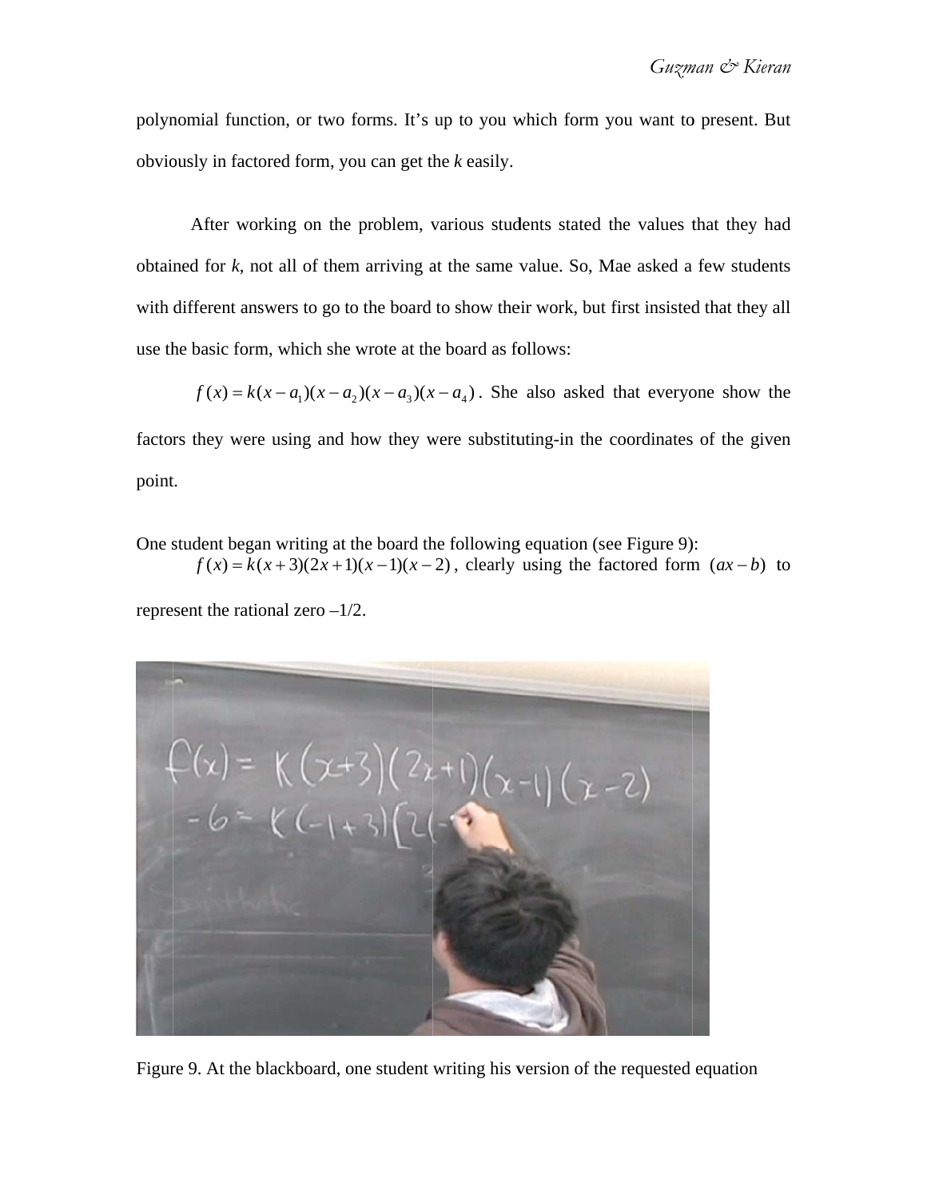polynomial function, or two forms. It's up to you which form you want to present. But obviously in factored form, you can get the *k* easily.

After working on the problem, various students stated the values that they had obtained for *k*, not all of them arriving at the same value. So, Mae asked a few students with different answers to go to the board to show their work, but first insisted that they all use the basic form, which she wrote at the board as follows: $f(x) = k(x - a_1)(x - a_2)(x - a_3)(x - a_4)$. She also asked that everyone show the factors they were using and how they were substituting-in the coordinates of the given point.

One student began writing at the board the following equation (see Figure 9): $f(x) = k(x+3)(2x+1)(x-1)(x-2)$, clearly using the factored form $(ax - b)$ to represent the rational zero –1/2.

Figure 9. At the blackboard, one student writing his version of the requested equation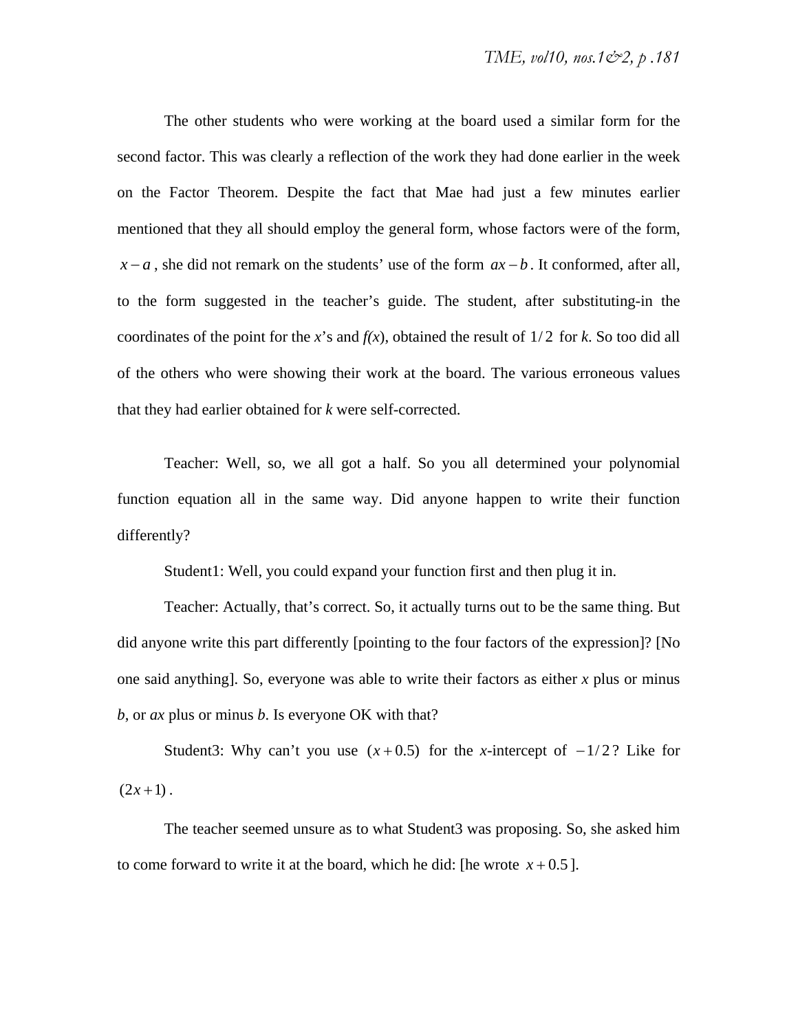The other students who were working at the board used a similar form for the second factor. This was clearly a reflection of the work they had done earlier in the week on the Factor Theorem. Despite the fact that Mae had just a few minutes earlier mentioned that they all should employ the general form, whose factors were of the form, $x - a$, she did not remark on the students' use of the form $ax - b$. It conformed, after all, to the form suggested in the teacher's guide. The student, after substituting-in the coordinates of the point for the *x*'s and *f(x)*, obtained the result of $1/2$ for *k*. So too did all of the others who were showing their work at the board. The various erroneous values that they had earlier obtained for *k* were self-corrected.

Teacher: Well, so, we all got a half. So you all determined your polynomial function equation all in the same way. Did anyone happen to write their function differently?

Student1: Well, you could expand your function first and then plug it in.

Teacher: Actually, that's correct. So, it actually turns out to be the same thing. But did anyone write this part differently [pointing to the four factors of the expression]? [No one said anything]. So, everyone was able to write their factors as either *x* plus or minus *b*, or *ax* plus or minus *b*. Is everyone OK with that?

Student3: Why can't you use $(x + 0.5)$ for the *x*-intercept of $-1/2$? Like for $(2x + 1)$.

The teacher seemed unsure as to what Student3 was proposing. So, she asked him to come forward to write it at the board, which he did: [he wrote $x + 0.5$].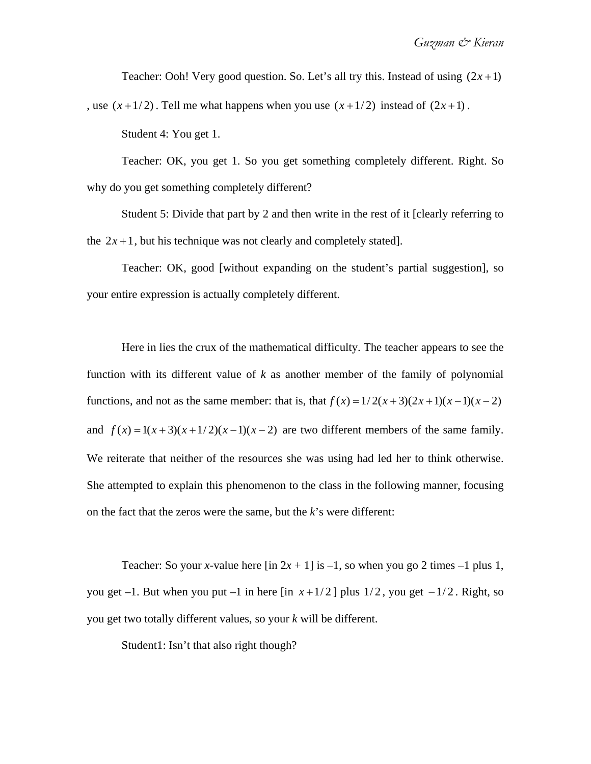Teacher: Ooh! Very good question. So. Let's all try this. Instead of using $(2x+1)$, use $(x+1/2)$. Tell me what happens when you use $(x+1/2)$ instead of $(2x+1)$.

Student 4: You get 1.

Teacher: OK, you get 1. So you get something completely different. Right. So why do you get something completely different?

Student 5: Divide that part by 2 and then write in the rest of it [clearly referring to the $2x+1$, but his technique was not clearly and completely stated].

Teacher: OK, good [without expanding on the student's partial suggestion], so your entire expression is actually completely different.

Here in lies the crux of the mathematical difficulty. The teacher appears to see the function with its different value of *k* as another member of the family of polynomial functions, and not as the same member: that is, that $f(x)=1/2(x+3)(2x+1)(x-1)(x-2)$ and $f(x)=1(x+3)(x+1/2)(x-1)(x-2)$ are two different members of the same family. We reiterate that neither of the resources she was using had led her to think otherwise. She attempted to explain this phenomenon to the class in the following manner, focusing on the fact that the zeros were the same, but the *k*'s were different:

Teacher: So your *x*-value here [in $2x + 1$] is –1, so when you go 2 times –1 plus 1, you get –1. But when you put –1 in here [in $x+1/2$] plus $1/2$, you get $-1/2$. Right, so you get two totally different values, so your *k* will be different.

Student1: Isn't that also right though?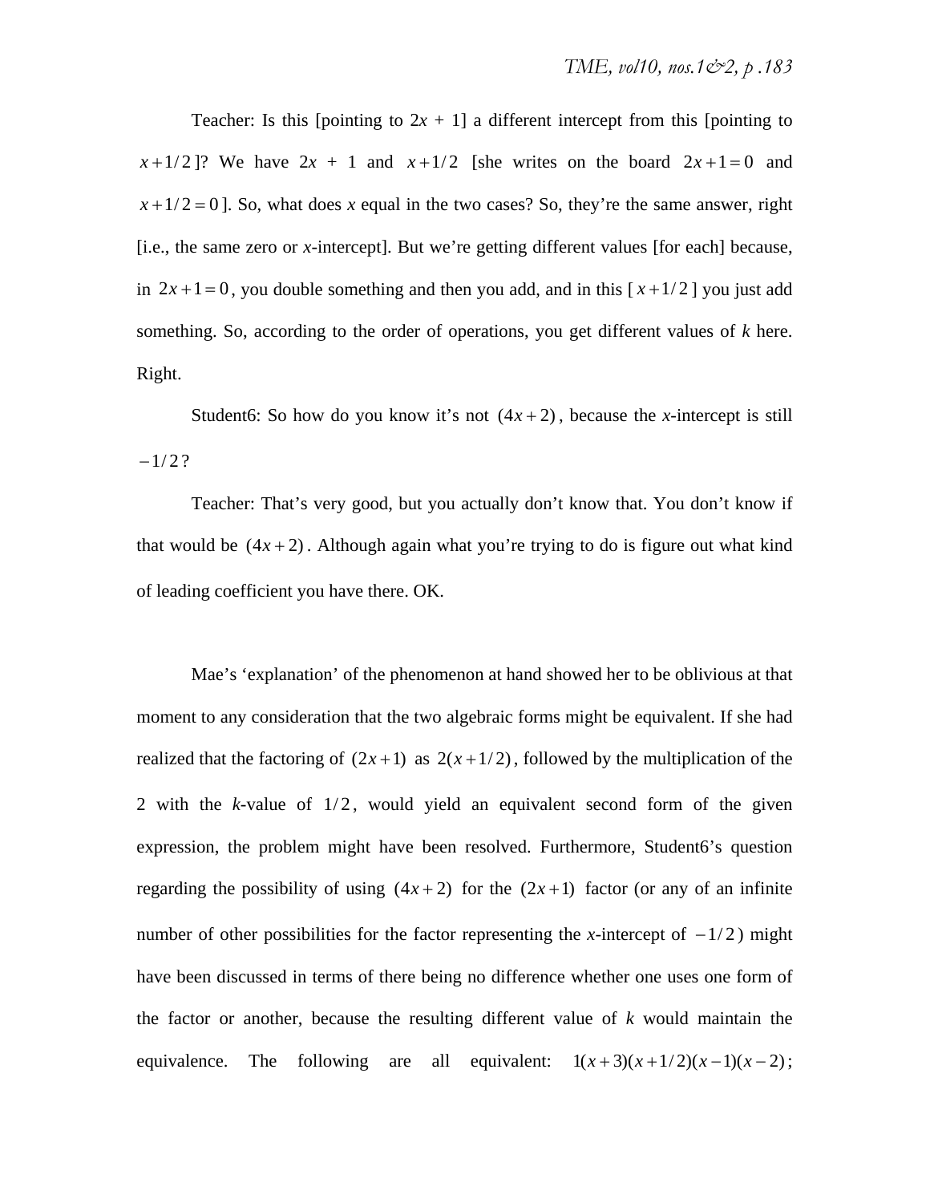Teacher: Is this [pointing to $2x + 1$] a different intercept from this [pointing to $x + 1/2$]? We have $2x + 1$ and $x + 1/2$ [she writes on the board $2x + 1 = 0$ and $x + 1/2 = 0$]. So, what does $x$ equal in the two cases? So, they're the same answer, right [i.e., the same zero or $x$-intercept]. But we're getting different values [for each] because, in $2x + 1 = 0$, you double something and then you add, and in this [$x + 1/2$] you just add something. So, according to the order of operations, you get different values of $k$ here. Right.

Student6: So how do you know it's not $(4x + 2)$, because the $x$-intercept is still $-1/2$?

Teacher: That's very good, but you actually don't know that. You don't know if that would be $(4x + 2)$. Although again what you're trying to do is figure out what kind of leading coefficient you have there. OK.

Mae's 'explanation' of the phenomenon at hand showed her to be oblivious at that moment to any consideration that the two algebraic forms might be equivalent. If she had realized that the factoring of $(2x + 1)$ as $2(x + 1/2)$, followed by the multiplication of the 2 with the $k$-value of $1/2$, would yield an equivalent second form of the given expression, the problem might have been resolved. Furthermore, Student6's question regarding the possibility of using $(4x + 2)$ for the $(2x + 1)$ factor (or any of an infinite number of other possibilities for the factor representing the $x$-intercept of $-1/2$) might have been discussed in terms of there being no difference whether one uses one form of the factor or another, because the resulting different value of $k$ would maintain the equivalence. The following are all equivalent: $1(x + 3)(x + 1/2)(x - 1)(x - 2)$;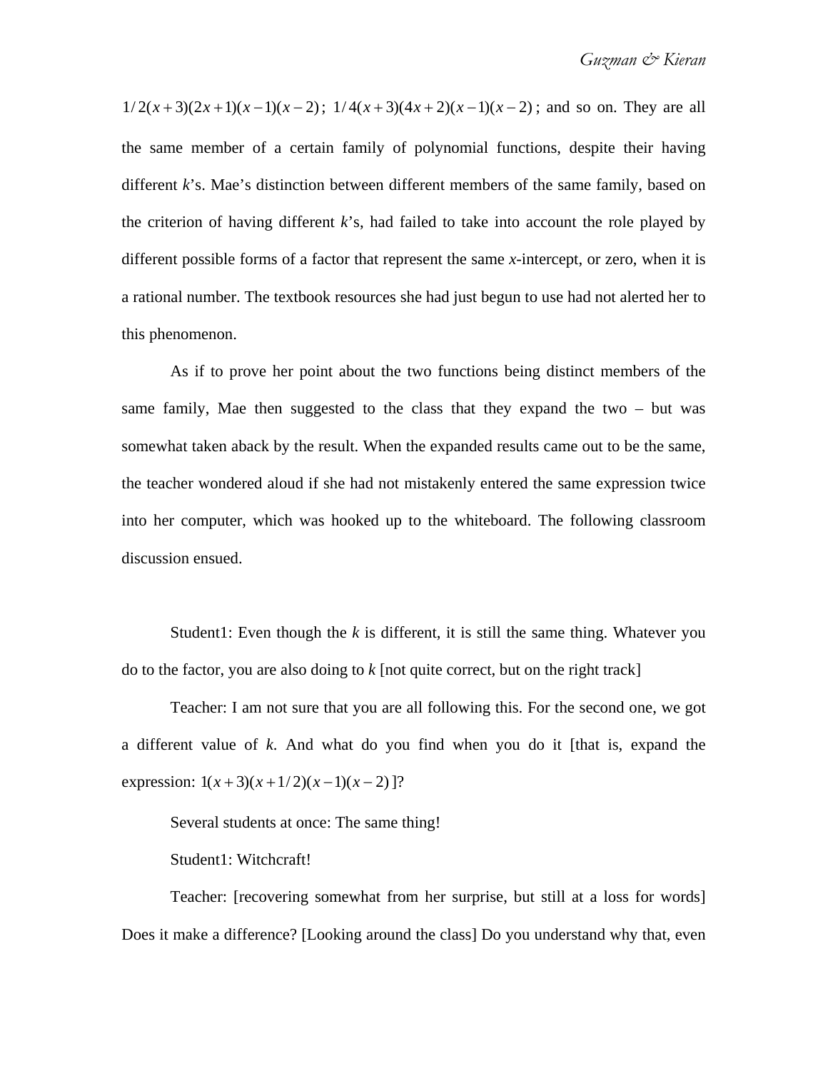$1/2(x+3)(2x+1)(x-1)(x-2)$; $1/4(x+3)(4x+2)(x-1)(x-2)$; and so on. They are all the same member of a certain family of polynomial functions, despite their having different $k$'s. Mae's distinction between different members of the same family, based on the criterion of having different $k$'s, had failed to take into account the role played by different possible forms of a factor that represent the same $x$-intercept, or zero, when it is a rational number. The textbook resources she had just begun to use had not alerted her to this phenomenon.

As if to prove her point about the two functions being distinct members of the same family, Mae then suggested to the class that they expand the two – but was somewhat taken aback by the result. When the expanded results came out to be the same, the teacher wondered aloud if she had not mistakenly entered the same expression twice into her computer, which was hooked up to the whiteboard. The following classroom discussion ensued.

Student1: Even though the $k$ is different, it is still the same thing. Whatever you do to the factor, you are also doing to $k$ [not quite correct, but on the right track]

Teacher: I am not sure that you are all following this. For the second one, we got a different value of $k$. And what do you find when you do it [that is, expand the expression: $1(x+3)(x+1/2)(x-1)(x-2)$ ]?

Several students at once: The same thing!

Student1: Witchcraft!

Teacher: [recovering somewhat from her surprise, but still at a loss for words] Does it make a difference? [Looking around the class] Do you understand why that, even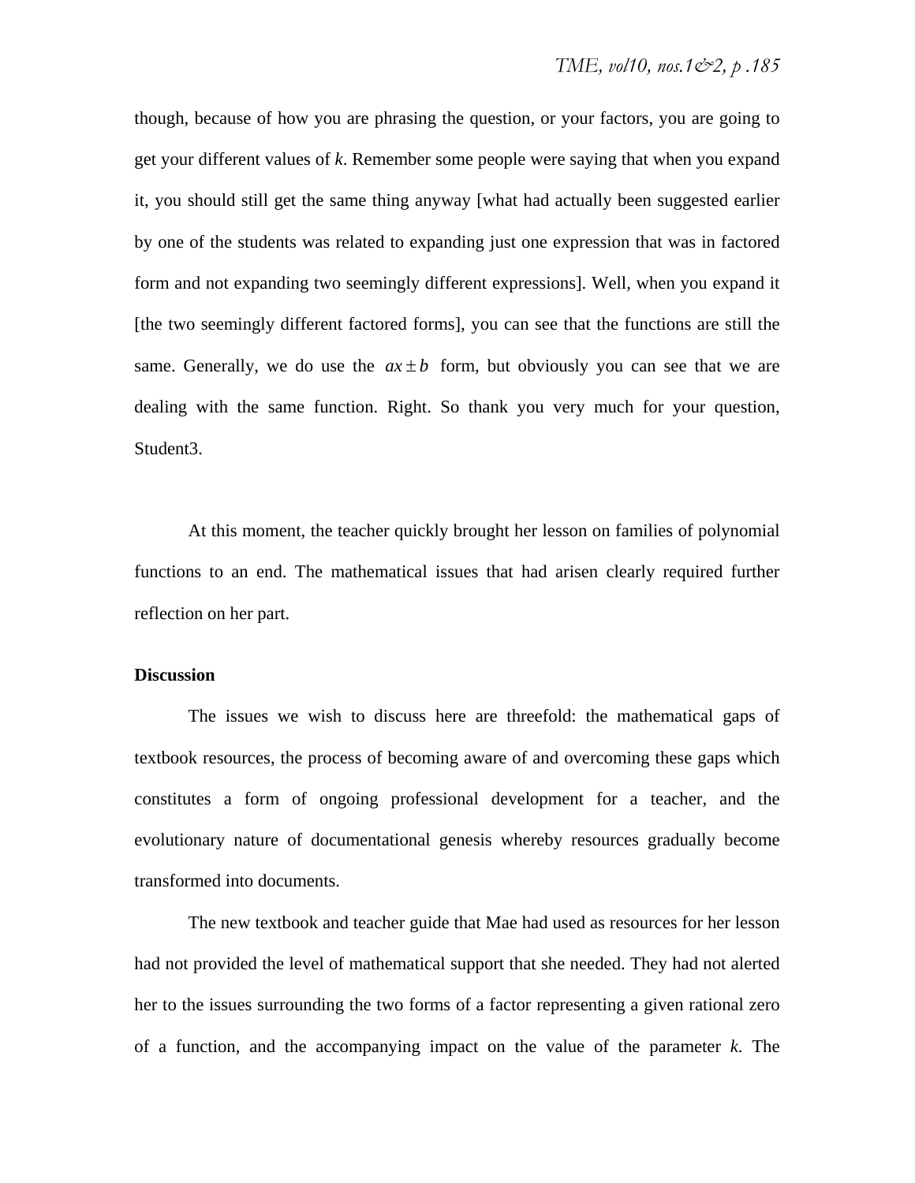though, because of how you are phrasing the question, or your factors, you are going to get your different values of $k$. Remember some people were saying that when you expand it, you should still get the same thing anyway [what had actually been suggested earlier by one of the students was related to expanding just one expression that was in factored form and not expanding two seemingly different expressions]. Well, when you expand it [the two seemingly different factored forms], you can see that the functions are still the same. Generally, we do use the $ax \pm b$ form, but obviously you can see that we are dealing with the same function. Right. So thank you very much for your question, Student3.

At this moment, the teacher quickly brought her lesson on families of polynomial functions to an end. The mathematical issues that had arisen clearly required further reflection on her part.

**Discussion**

The issues we wish to discuss here are threefold: the mathematical gaps of textbook resources, the process of becoming aware of and overcoming these gaps which constitutes a form of ongoing professional development for a teacher, and the evolutionary nature of documentational genesis whereby resources gradually become transformed into documents.

The new textbook and teacher guide that Mae had used as resources for her lesson had not provided the level of mathematical support that she needed. They had not alerted her to the issues surrounding the two forms of a factor representing a given rational zero of a function, and the accompanying impact on the value of the parameter $k$. The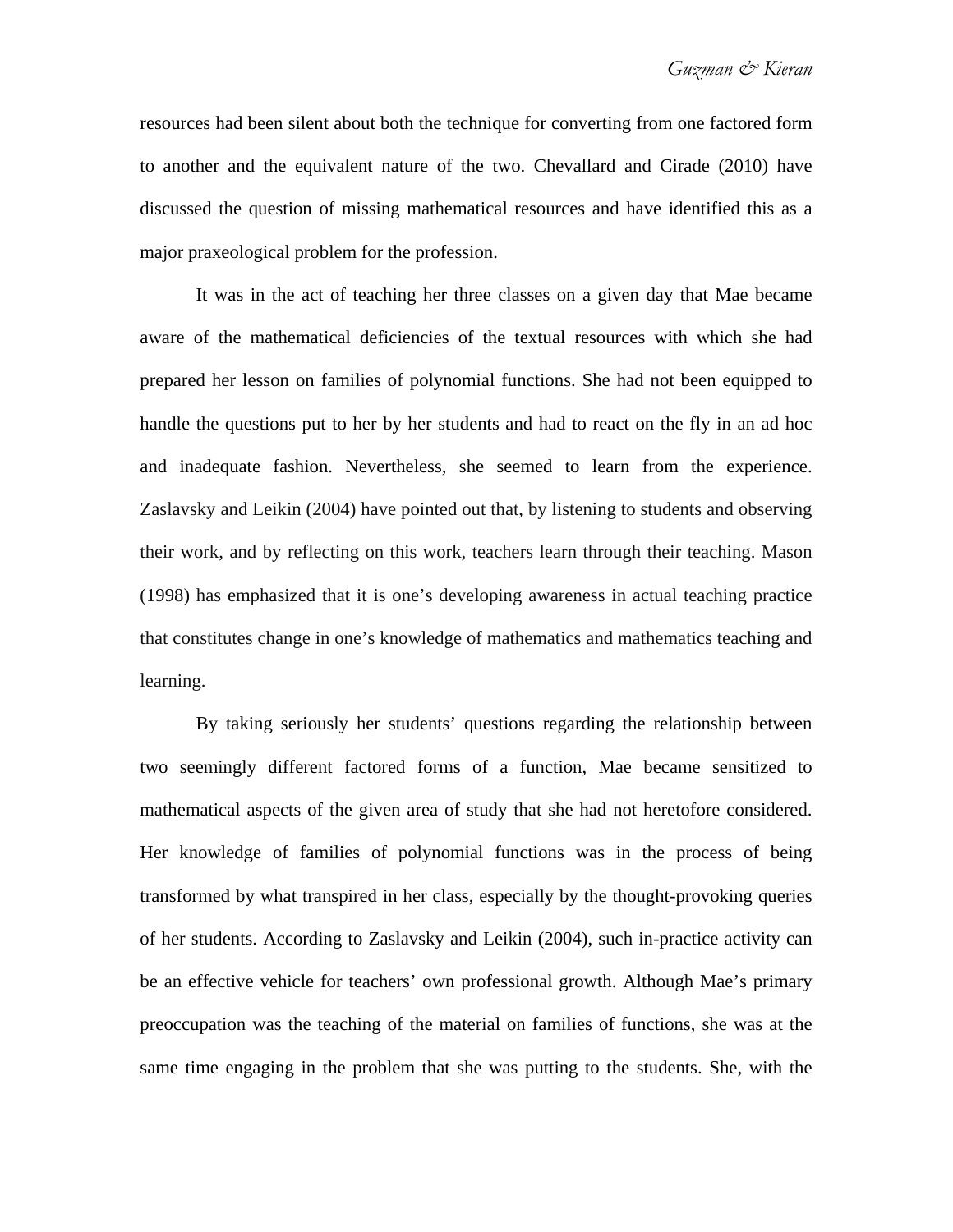resources had been silent about both the technique for converting from one factored form to another and the equivalent nature of the two. Chevallard and Cirade (2010) have discussed the question of missing mathematical resources and have identified this as a major praxeological problem for the profession.

It was in the act of teaching her three classes on a given day that Mae became aware of the mathematical deficiencies of the textual resources with which she had prepared her lesson on families of polynomial functions. She had not been equipped to handle the questions put to her by her students and had to react on the fly in an ad hoc and inadequate fashion. Nevertheless, she seemed to learn from the experience. Zaslavsky and Leikin (2004) have pointed out that, by listening to students and observing their work, and by reflecting on this work, teachers learn through their teaching. Mason (1998) has emphasized that it is one's developing awareness in actual teaching practice that constitutes change in one's knowledge of mathematics and mathematics teaching and learning.

By taking seriously her students' questions regarding the relationship between two seemingly different factored forms of a function, Mae became sensitized to mathematical aspects of the given area of study that she had not heretofore considered. Her knowledge of families of polynomial functions was in the process of being transformed by what transpired in her class, especially by the thought-provoking queries of her students. According to Zaslavsky and Leikin (2004), such in-practice activity can be an effective vehicle for teachers' own professional growth. Although Mae's primary preoccupation was the teaching of the material on families of functions, she was at the same time engaging in the problem that she was putting to the students. She, with the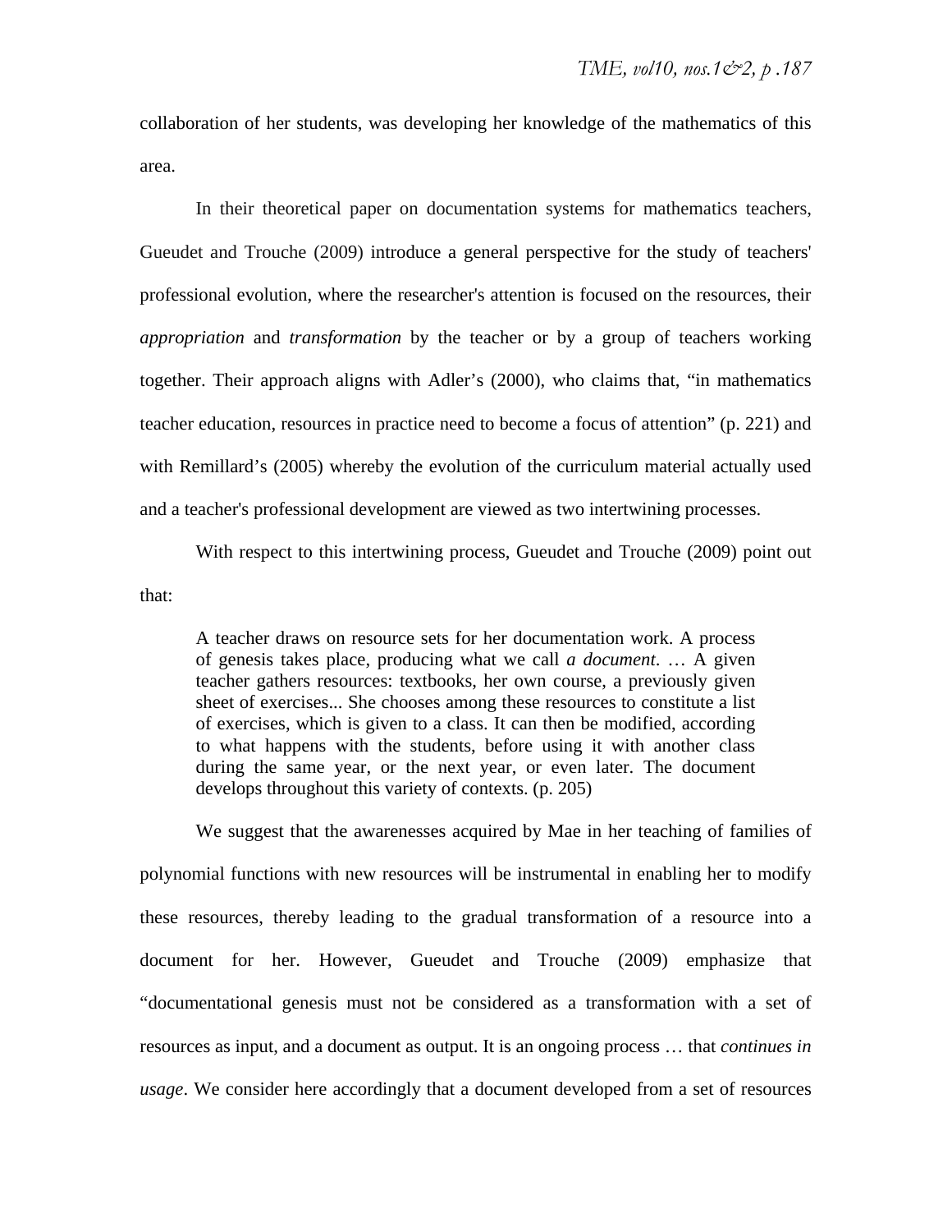collaboration of her students, was developing her knowledge of the mathematics of this area.

In their theoretical paper on documentation systems for mathematics teachers, Gueudet and Trouche (2009) introduce a general perspective for the study of teachers' professional evolution, where the researcher's attention is focused on the resources, their *appropriation* and *transformation* by the teacher or by a group of teachers working together. Their approach aligns with Adler's (2000), who claims that, "in mathematics teacher education, resources in practice need to become a focus of attention" (p. 221) and with Remillard's (2005) whereby the evolution of the curriculum material actually used and a teacher's professional development are viewed as two intertwining processes.

With respect to this intertwining process, Gueudet and Trouche (2009) point out that:

> A teacher draws on resource sets for her documentation work. A process of genesis takes place, producing what we call *a document*. … A given teacher gathers resources: textbooks, her own course, a previously given sheet of exercises... She chooses among these resources to constitute a list of exercises, which is given to a class. It can then be modified, according to what happens with the students, before using it with another class during the same year, or the next year, or even later. The document develops throughout this variety of contexts. (p. 205)

We suggest that the awarenesses acquired by Mae in her teaching of families of polynomial functions with new resources will be instrumental in enabling her to modify these resources, thereby leading to the gradual transformation of a resource into a document for her. However, Gueudet and Trouche (2009) emphasize that "documentational genesis must not be considered as a transformation with a set of resources as input, and a document as output. It is an ongoing process … that *continues in usage*. We consider here accordingly that a document developed from a set of resources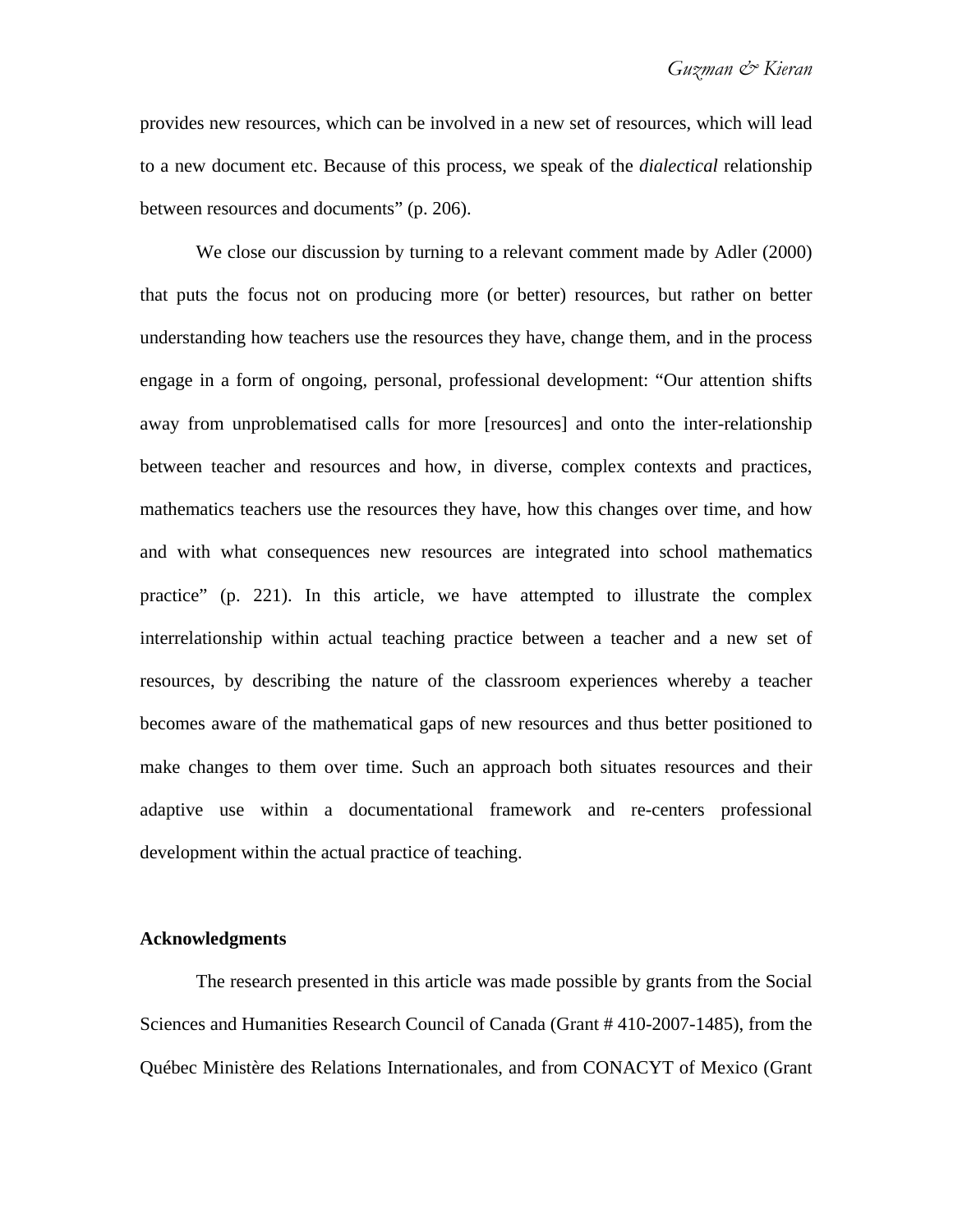provides new resources, which can be involved in a new set of resources, which will lead to a new document etc. Because of this process, we speak of the *dialectical* relationship between resources and documents" (p. 206).

We close our discussion by turning to a relevant comment made by Adler (2000) that puts the focus not on producing more (or better) resources, but rather on better understanding how teachers use the resources they have, change them, and in the process engage in a form of ongoing, personal, professional development: "Our attention shifts away from unproblematised calls for more [resources] and onto the inter-relationship between teacher and resources and how, in diverse, complex contexts and practices, mathematics teachers use the resources they have, how this changes over time, and how and with what consequences new resources are integrated into school mathematics practice" (p. 221). In this article, we have attempted to illustrate the complex interrelationship within actual teaching practice between a teacher and a new set of resources, by describing the nature of the classroom experiences whereby a teacher becomes aware of the mathematical gaps of new resources and thus better positioned to make changes to them over time. Such an approach both situates resources and their adaptive use within a documentational framework and re-centers professional development within the actual practice of teaching.

**Acknowledgments**

The research presented in this article was made possible by grants from the Social Sciences and Humanities Research Council of Canada (Grant # 410-2007-1485), from the Québec Ministère des Relations Internationales, and from CONACYT of Mexico (Grant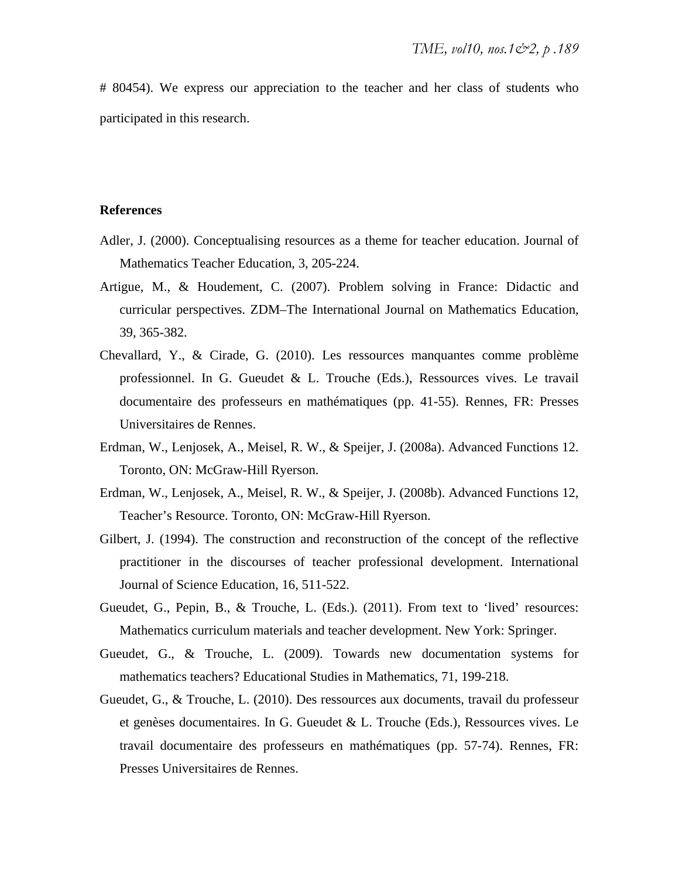# 80454). We express our appreciation to the teacher and her class of students who participated in this research.

**References**

Adler, J. (2000). Conceptualising resources as a theme for teacher education. Journal of Mathematics Teacher Education, 3, 205-224.

Artigue, M., & Houdement, C. (2007). Problem solving in France: Didactic and curricular perspectives. ZDM–The International Journal on Mathematics Education, 39, 365-382.

Chevallard, Y., & Cirade, G. (2010). Les ressources manquantes comme problème professionnel. In G. Gueudet & L. Trouche (Eds.), Ressources vives. Le travail documentaire des professeurs en mathématiques (pp. 41-55). Rennes, FR: Presses Universitaires de Rennes.

Erdman, W., Lenjosek, A., Meisel, R. W., & Speijer, J. (2008a). Advanced Functions 12. Toronto, ON: McGraw-Hill Ryerson.

Erdman, W., Lenjosek, A., Meisel, R. W., & Speijer, J. (2008b). Advanced Functions 12, Teacher's Resource. Toronto, ON: McGraw-Hill Ryerson.

Gilbert, J. (1994). The construction and reconstruction of the concept of the reflective practitioner in the discourses of teacher professional development. International Journal of Science Education, 16, 511-522.

Gueudet, G., Pepin, B., & Trouche, L. (Eds.). (2011). From text to 'lived' resources: Mathematics curriculum materials and teacher development. New York: Springer.

Gueudet, G., & Trouche, L. (2009). Towards new documentation systems for mathematics teachers? Educational Studies in Mathematics, 71, 199-218.

Gueudet, G., & Trouche, L. (2010). Des ressources aux documents, travail du professeur et genèses documentaires. In G. Gueudet & L. Trouche (Eds.), Ressources vives. Le travail documentaire des professeurs en mathématiques (pp. 57-74). Rennes, FR: Presses Universitaires de Rennes.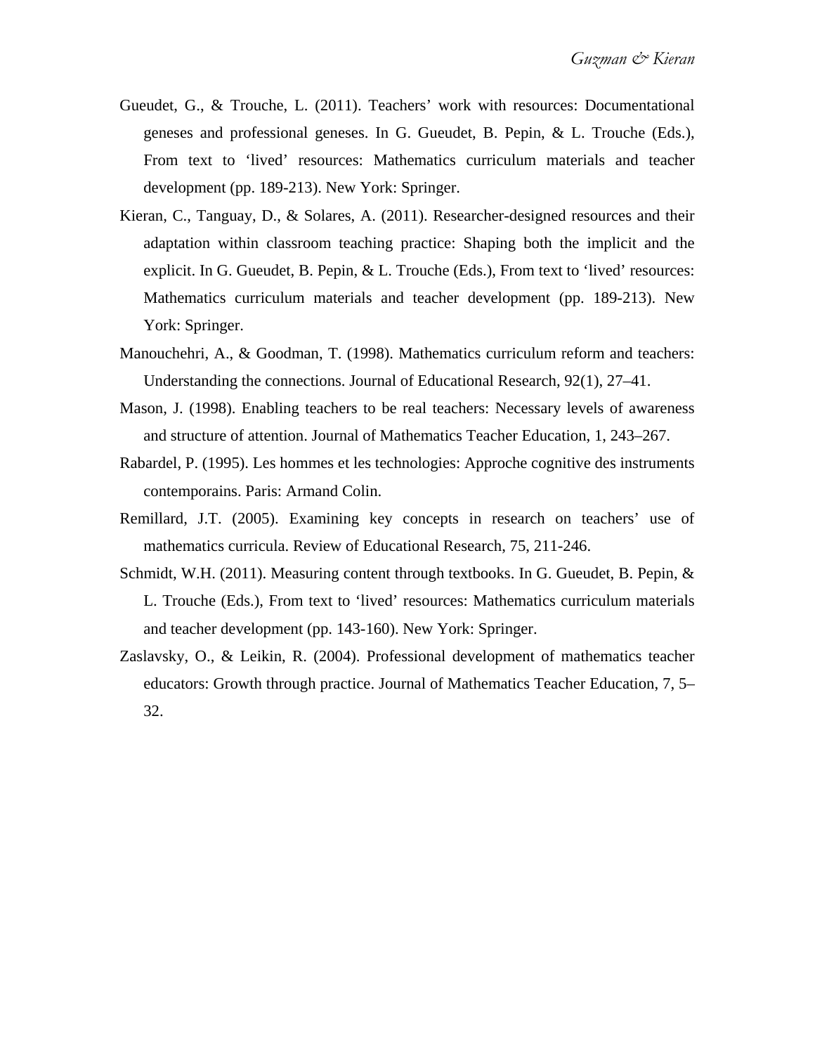Gueudet, G., & Trouche, L. (2011). Teachers' work with resources: Documentational geneses and professional geneses. In G. Gueudet, B. Pepin, & L. Trouche (Eds.), From text to 'lived' resources: Mathematics curriculum materials and teacher development (pp. 189-213). New York: Springer.

Kieran, C., Tanguay, D., & Solares, A. (2011). Researcher-designed resources and their adaptation within classroom teaching practice: Shaping both the implicit and the explicit. In G. Gueudet, B. Pepin, & L. Trouche (Eds.), From text to 'lived' resources: Mathematics curriculum materials and teacher development (pp. 189-213). New York: Springer.

Manouchehri, A., & Goodman, T. (1998). Mathematics curriculum reform and teachers: Understanding the connections. Journal of Educational Research, 92(1), 27–41.

Mason, J. (1998). Enabling teachers to be real teachers: Necessary levels of awareness and structure of attention. Journal of Mathematics Teacher Education, 1, 243–267.

Rabardel, P. (1995). Les hommes et les technologies: Approche cognitive des instruments contemporains. Paris: Armand Colin.

Remillard, J.T. (2005). Examining key concepts in research on teachers' use of mathematics curricula. Review of Educational Research, 75, 211-246.

Schmidt, W.H. (2011). Measuring content through textbooks. In G. Gueudet, B. Pepin, & L. Trouche (Eds.), From text to 'lived' resources: Mathematics curriculum materials and teacher development (pp. 143-160). New York: Springer.

Zaslavsky, O., & Leikin, R. (2004). Professional development of mathematics teacher educators: Growth through practice. Journal of Mathematics Teacher Education, 7, 5–32.